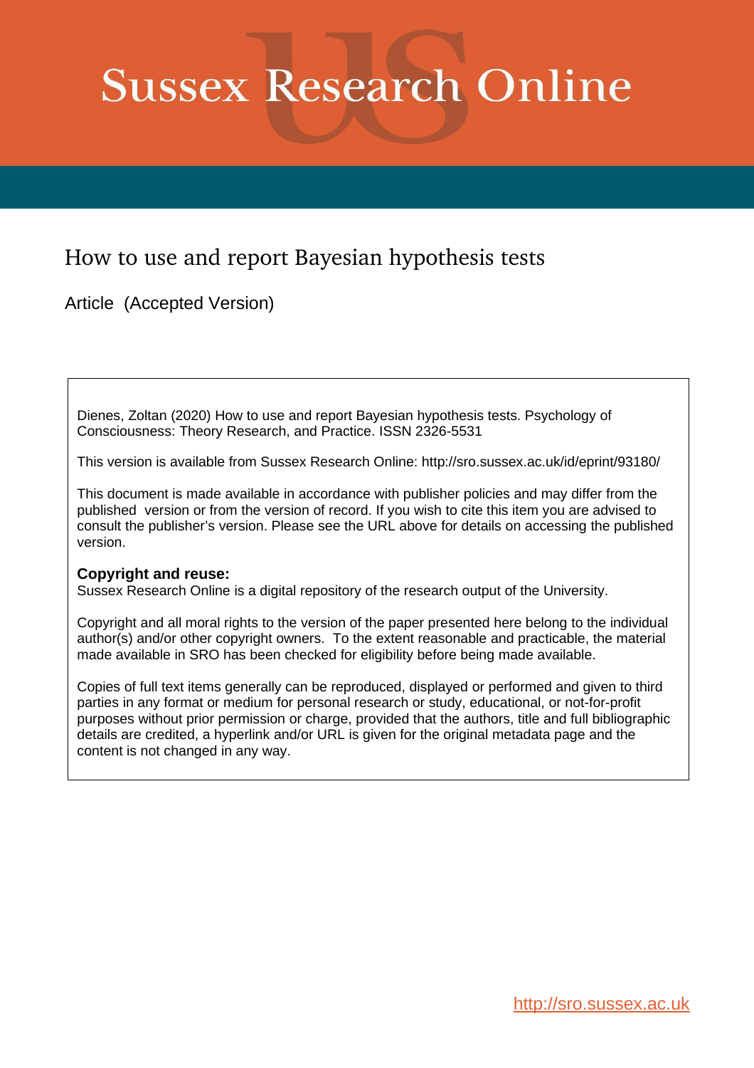# Sussex Research Online

## How to use and report Bayesian hypothesis tests

Article (Accepted Version)

Dienes, Zoltan (2020) How to use and report Bayesian hypothesis tests. Psychology of Consciousness: Theory Research, and Practice. ISSN 2326-5531

This version is available from Sussex Research Online: http://sro.sussex.ac.uk/id/eprint/93180/

This document is made available in accordance with publisher policies and may differ from the published version or from the version of record. If you wish to cite this item you are advised to consult the publisher's version. Please see the URL above for details on accessing the published version.

**Copyright and reuse:**
Sussex Research Online is a digital repository of the research output of the University.

Copyright and all moral rights to the version of the paper presented here belong to the individual author(s) and/or other copyright owners. To the extent reasonable and practicable, the material made available in SRO has been checked for eligibility before being made available.

Copies of full text items generally can be reproduced, displayed or performed and given to third parties in any format or medium for personal research or study, educational, or not-for-profit purposes without prior permission or charge, provided that the authors, title and full bibliographic details are credited, a hyperlink and/or URL is given for the original metadata page and the content is not changed in any way.

http://sro.sussex.ac.uk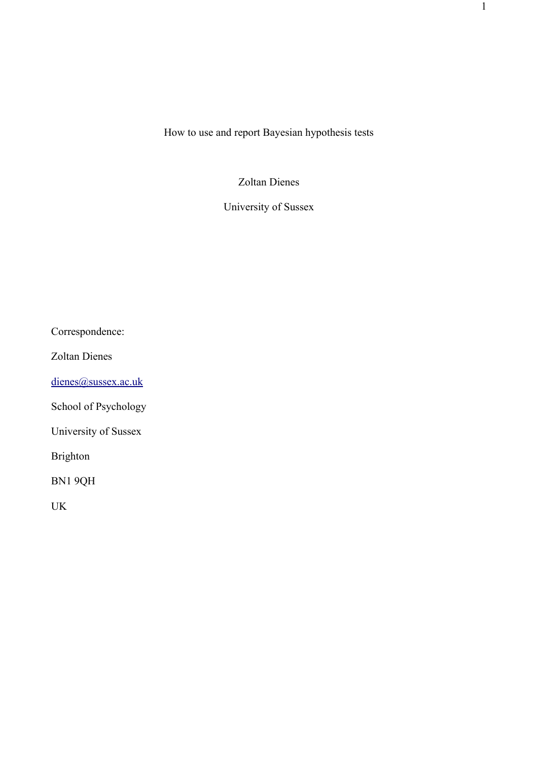# How to use and report Bayesian hypothesis tests

Zoltan Dienes

University of Sussex

Correspondence:

Zoltan Dienes

dienes@sussex.ac.uk

School of Psychology

University of Sussex

Brighton

BN1 9QH

UK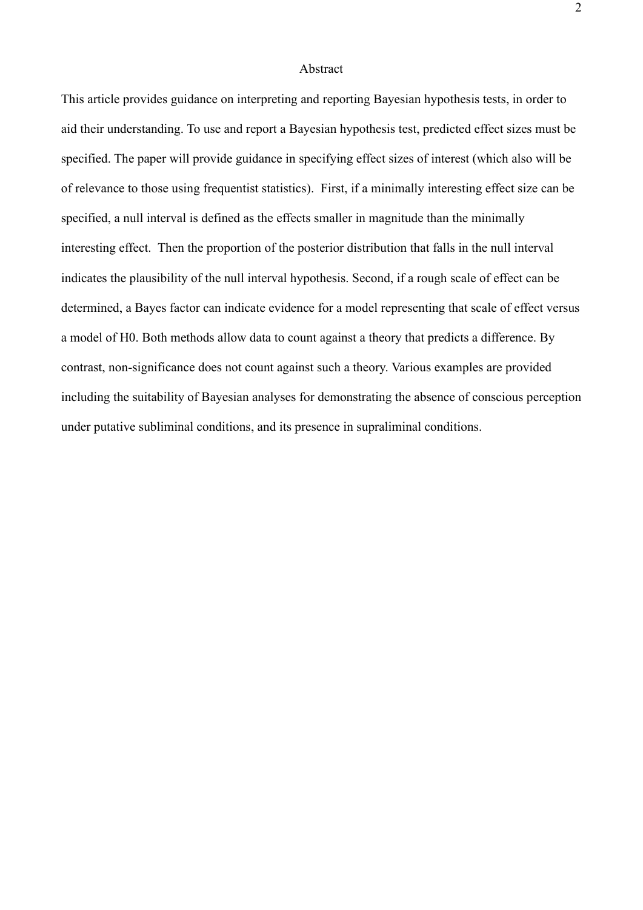## Abstract

This article provides guidance on interpreting and reporting Bayesian hypothesis tests, in order to aid their understanding. To use and report a Bayesian hypothesis test, predicted effect sizes must be specified. The paper will provide guidance in specifying effect sizes of interest (which also will be of relevance to those using frequentist statistics). First, if a minimally interesting effect size can be specified, a null interval is defined as the effects smaller in magnitude than the minimally interesting effect. Then the proportion of the posterior distribution that falls in the null interval indicates the plausibility of the null interval hypothesis. Second, if a rough scale of effect can be determined, a Bayes factor can indicate evidence for a model representing that scale of effect versus a model of H0. Both methods allow data to count against a theory that predicts a difference. By contrast, non-significance does not count against such a theory. Various examples are provided including the suitability of Bayesian analyses for demonstrating the absence of conscious perception under putative subliminal conditions, and its presence in supraliminal conditions.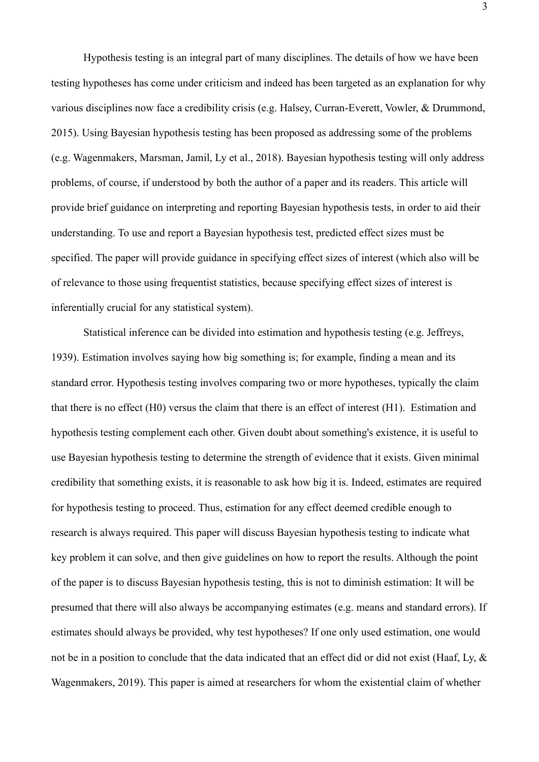Hypothesis testing is an integral part of many disciplines. The details of how we have been testing hypotheses has come under criticism and indeed has been targeted as an explanation for why various disciplines now face a credibility crisis (e.g. Halsey, Curran-Everett, Vowler, & Drummond, 2015). Using Bayesian hypothesis testing has been proposed as addressing some of the problems (e.g. Wagenmakers, Marsman, Jamil, Ly et al., 2018). Bayesian hypothesis testing will only address problems, of course, if understood by both the author of a paper and its readers. This article will provide brief guidance on interpreting and reporting Bayesian hypothesis tests, in order to aid their understanding. To use and report a Bayesian hypothesis test, predicted effect sizes must be specified. The paper will provide guidance in specifying effect sizes of interest (which also will be of relevance to those using frequentist statistics, because specifying effect sizes of interest is inferentially crucial for any statistical system).

Statistical inference can be divided into estimation and hypothesis testing (e.g. Jeffreys, 1939). Estimation involves saying how big something is; for example, finding a mean and its standard error. Hypothesis testing involves comparing two or more hypotheses, typically the claim that there is no effect (H0) versus the claim that there is an effect of interest (H1). Estimation and hypothesis testing complement each other. Given doubt about something's existence, it is useful to use Bayesian hypothesis testing to determine the strength of evidence that it exists. Given minimal credibility that something exists, it is reasonable to ask how big it is. Indeed, estimates are required for hypothesis testing to proceed. Thus, estimation for any effect deemed credible enough to research is always required. This paper will discuss Bayesian hypothesis testing to indicate what key problem it can solve, and then give guidelines on how to report the results. Although the point of the paper is to discuss Bayesian hypothesis testing, this is not to diminish estimation: It will be presumed that there will also always be accompanying estimates (e.g. means and standard errors). If estimates should always be provided, why test hypotheses? If one only used estimation, one would not be in a position to conclude that the data indicated that an effect did or did not exist (Haaf, Ly, & Wagenmakers, 2019). This paper is aimed at researchers for whom the existential claim of whether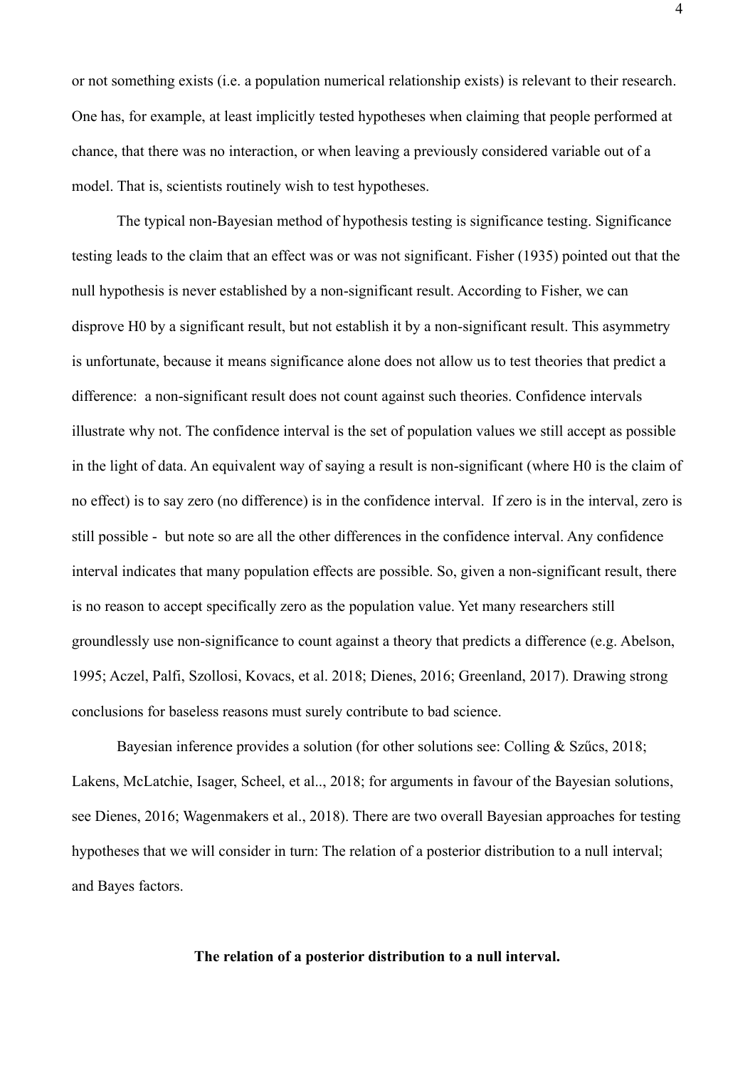or not something exists (i.e. a population numerical relationship exists) is relevant to their research. One has, for example, at least implicitly tested hypotheses when claiming that people performed at chance, that there was no interaction, or when leaving a previously considered variable out of a model. That is, scientists routinely wish to test hypotheses.

The typical non-Bayesian method of hypothesis testing is significance testing. Significance testing leads to the claim that an effect was or was not significant. Fisher (1935) pointed out that the null hypothesis is never established by a non-significant result. According to Fisher, we can disprove H0 by a significant result, but not establish it by a non-significant result. This asymmetry is unfortunate, because it means significance alone does not allow us to test theories that predict a difference: a non-significant result does not count against such theories. Confidence intervals illustrate why not. The confidence interval is the set of population values we still accept as possible in the light of data. An equivalent way of saying a result is non-significant (where H0 is the claim of no effect) is to say zero (no difference) is in the confidence interval. If zero is in the interval, zero is still possible - but note so are all the other differences in the confidence interval. Any confidence interval indicates that many population effects are possible. So, given a non-significant result, there is no reason to accept specifically zero as the population value. Yet many researchers still groundlessly use non-significance to count against a theory that predicts a difference (e.g. Abelson, 1995; Aczel, Palfi, Szollosi, Kovacs, et al. 2018; Dienes, 2016; Greenland, 2017). Drawing strong conclusions for baseless reasons must surely contribute to bad science.

Bayesian inference provides a solution (for other solutions see: Colling & Szűcs, 2018; Lakens, McLatchie, Isager, Scheel, et al.., 2018; for arguments in favour of the Bayesian solutions, see Dienes, 2016; Wagenmakers et al., 2018). There are two overall Bayesian approaches for testing hypotheses that we will consider in turn: The relation of a posterior distribution to a null interval; and Bayes factors.

**The relation of a posterior distribution to a null interval.**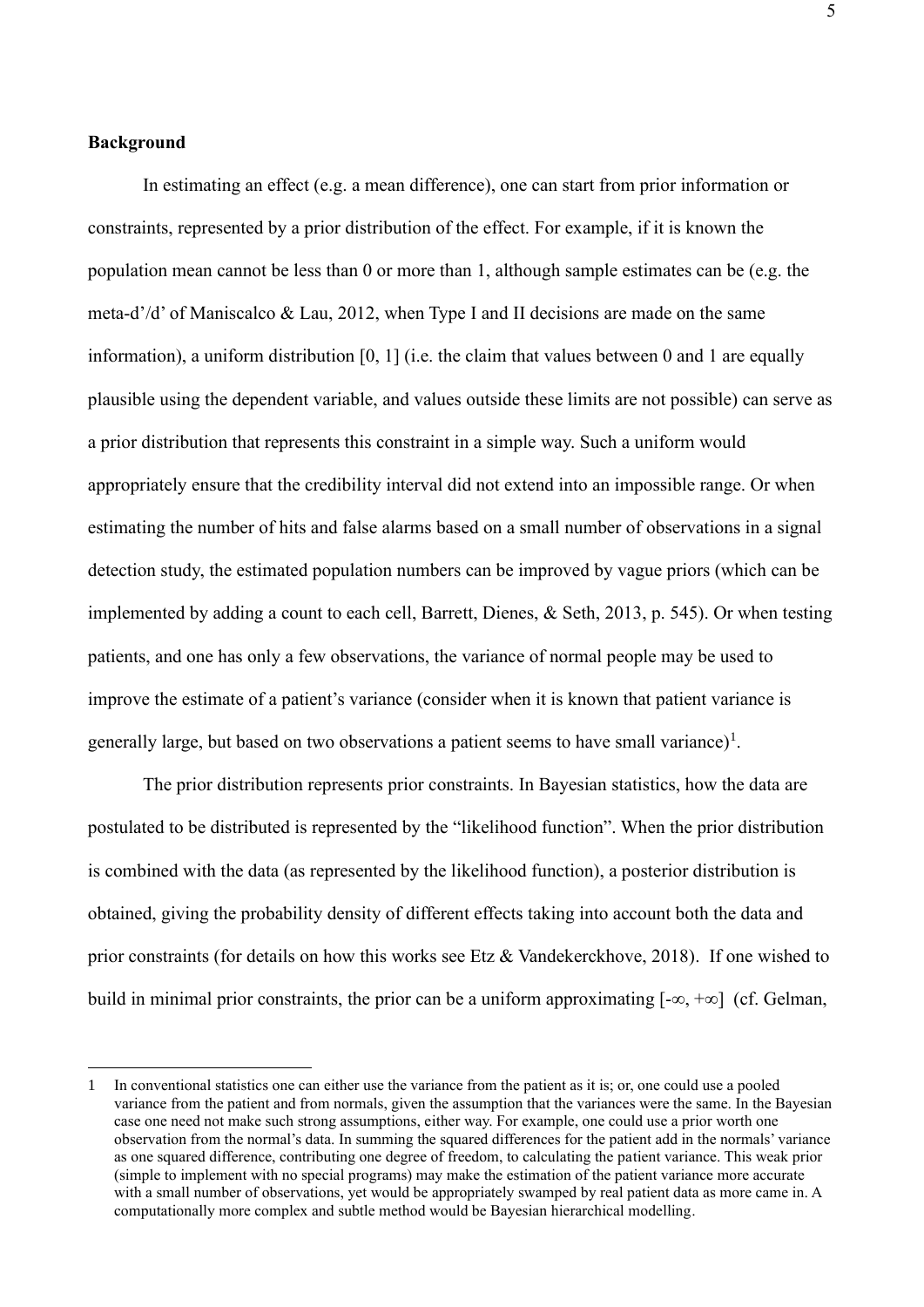**Background**

In estimating an effect (e.g. a mean difference), one can start from prior information or constraints, represented by a prior distribution of the effect. For example, if it is known the population mean cannot be less than 0 or more than 1, although sample estimates can be (e.g. the meta-d'/d' of Maniscalco & Lau, 2012, when Type I and II decisions are made on the same information), a uniform distribution [0, 1] (i.e. the claim that values between 0 and 1 are equally plausible using the dependent variable, and values outside these limits are not possible) can serve as a prior distribution that represents this constraint in a simple way. Such a uniform would appropriately ensure that the credibility interval did not extend into an impossible range. Or when estimating the number of hits and false alarms based on a small number of observations in a signal detection study, the estimated population numbers can be improved by vague priors (which can be implemented by adding a count to each cell, Barrett, Dienes, & Seth, 2013, p. 545). Or when testing patients, and one has only a few observations, the variance of normal people may be used to improve the estimate of a patient's variance (consider when it is known that patient variance is generally large, but based on two observations a patient seems to have small variance)[1].

The prior distribution represents prior constraints. In Bayesian statistics, how the data are postulated to be distributed is represented by the "likelihood function". When the prior distribution is combined with the data (as represented by the likelihood function), a posterior distribution is obtained, giving the probability density of different effects taking into account both the data and prior constraints (for details on how this works see Etz & Vandekerckhove, 2018). If one wished to build in minimal prior constraints, the prior can be a uniform approximating [$-\infty$, $+\infty$] (cf. Gelman,

---

1 In conventional statistics one can either use the variance from the patient as it is; or, one could use a pooled variance from the patient and from normals, given the assumption that the variances were the same. In the Bayesian case one need not make such strong assumptions, either way. For example, one could use a prior worth one observation from the normal's data. In summing the squared differences for the patient add in the normals' variance as one squared difference, contributing one degree of freedom, to calculating the patient variance. This weak prior (simple to implement with no special programs) may make the estimation of the patient variance more accurate with a small number of observations, yet would be appropriately swamped by real patient data as more came in. A computationally more complex and subtle method would be Bayesian hierarchical modelling.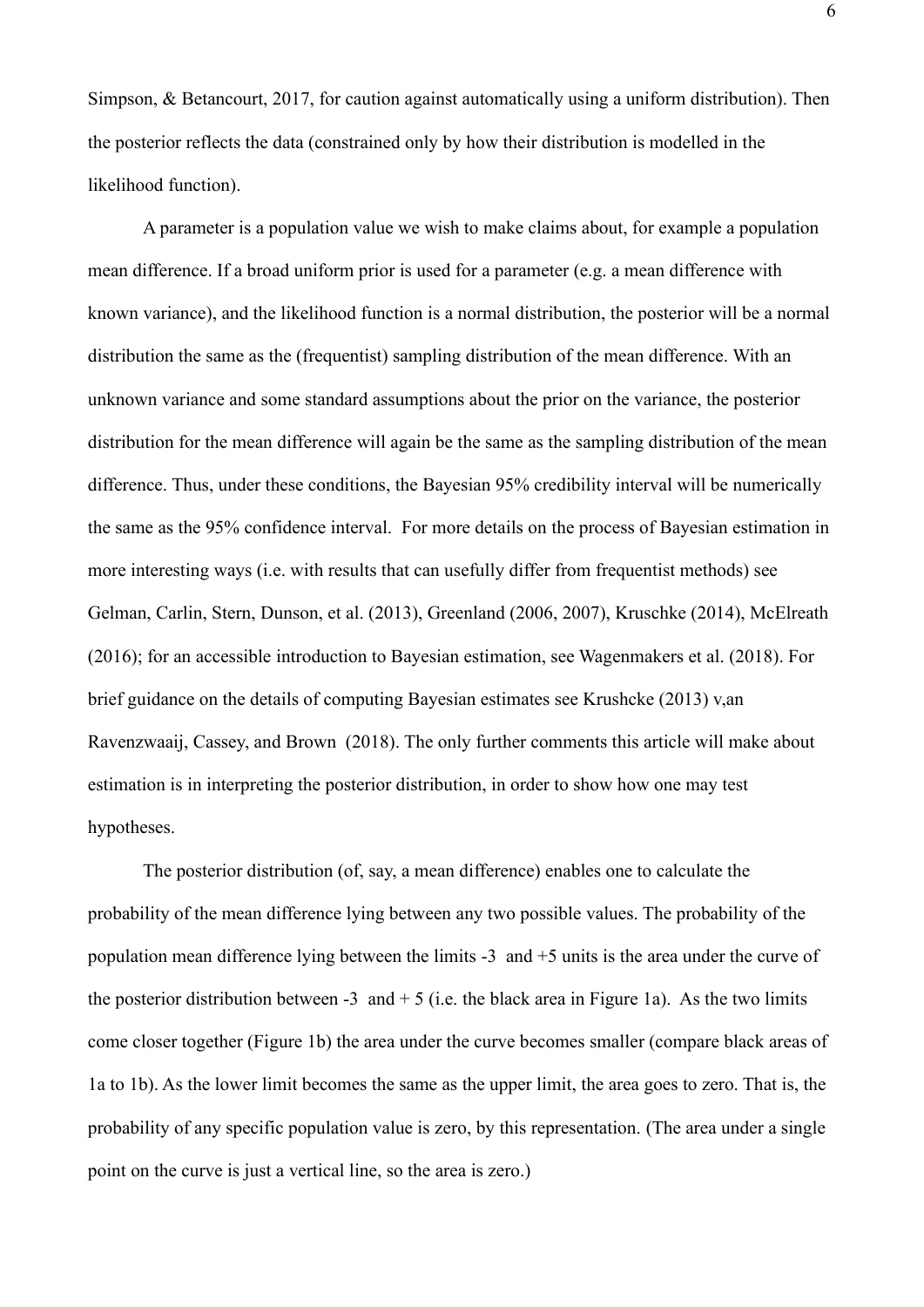Simpson, & Betancourt, 2017, for caution against automatically using a uniform distribution). Then the posterior reflects the data (constrained only by how their distribution is modelled in the likelihood function).

A parameter is a population value we wish to make claims about, for example a population mean difference. If a broad uniform prior is used for a parameter (e.g. a mean difference with known variance), and the likelihood function is a normal distribution, the posterior will be a normal distribution the same as the (frequentist) sampling distribution of the mean difference. With an unknown variance and some standard assumptions about the prior on the variance, the posterior distribution for the mean difference will again be the same as the sampling distribution of the mean difference. Thus, under these conditions, the Bayesian 95% credibility interval will be numerically the same as the 95% confidence interval. For more details on the process of Bayesian estimation in more interesting ways (i.e. with results that can usefully differ from frequentist methods) see Gelman, Carlin, Stern, Dunson, et al. (2013), Greenland (2006, 2007), Kruschke (2014), McElreath (2016); for an accessible introduction to Bayesian estimation, see Wagenmakers et al. (2018). For brief guidance on the details of computing Bayesian estimates see Krushcke (2013) v,an Ravenzwaaij, Cassey, and Brown (2018). The only further comments this article will make about estimation is in interpreting the posterior distribution, in order to show how one may test hypotheses.

The posterior distribution (of, say, a mean difference) enables one to calculate the probability of the mean difference lying between any two possible values. The probability of the population mean difference lying between the limits -3 and +5 units is the area under the curve of the posterior distribution between -3 and + 5 (i.e. the black area in Figure 1a). As the two limits come closer together (Figure 1b) the area under the curve becomes smaller (compare black areas of 1a to 1b). As the lower limit becomes the same as the upper limit, the area goes to zero. That is, the probability of any specific population value is zero, by this representation. (The area under a single point on the curve is just a vertical line, so the area is zero.)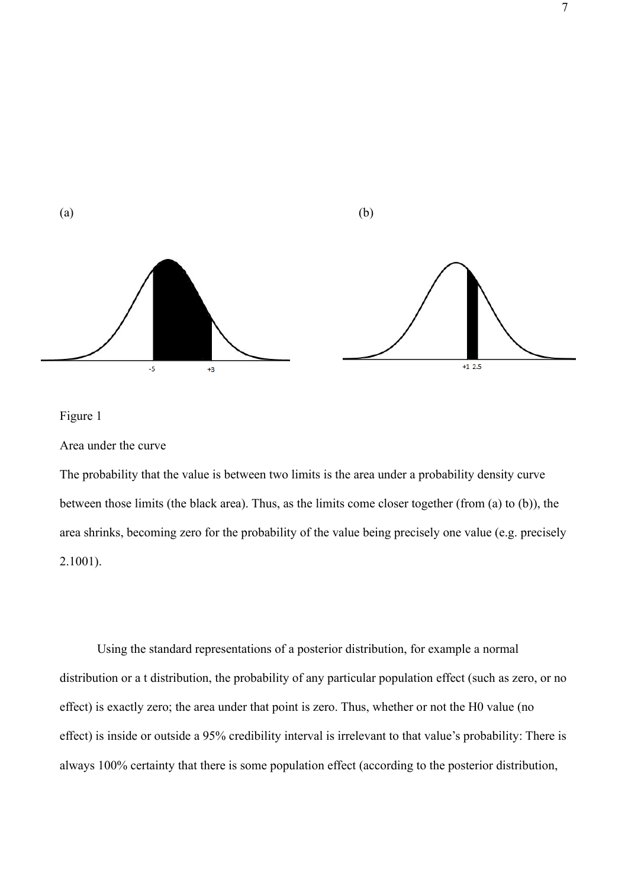(a) (b)

-5 +3 +1 2.5

Figure 1

Area under the curve

The probability that the value is between two limits is the area under a probability density curve between those limits (the black area). Thus, as the limits come closer together (from (a) to (b)), the area shrinks, becoming zero for the probability of the value being precisely one value (e.g. precisely 2.1001).

Using the standard representations of a posterior distribution, for example a normal distribution or a t distribution, the probability of any particular population effect (such as zero, or no effect) is exactly zero; the area under that point is zero. Thus, whether or not the H0 value (no effect) is inside or outside a 95% credibility interval is irrelevant to that value's probability: There is always 100% certainty that there is some population effect (according to the posterior distribution,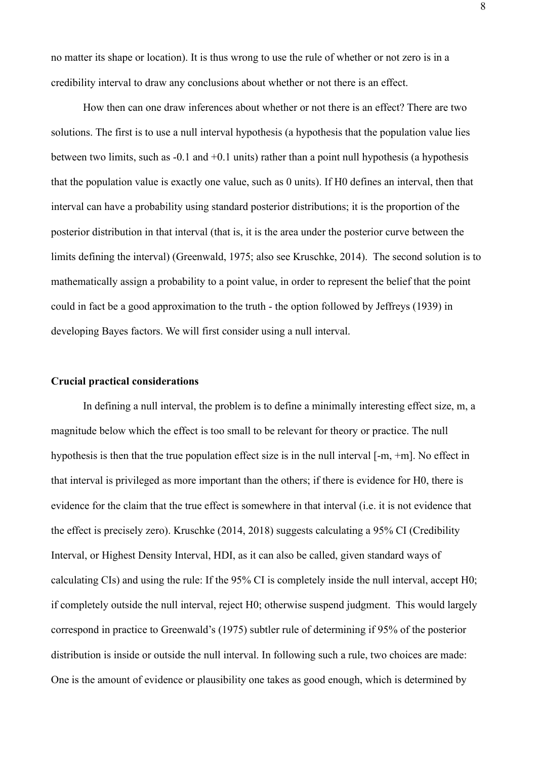no matter its shape or location). It is thus wrong to use the rule of whether or not zero is in a credibility interval to draw any conclusions about whether or not there is an effect.

How then can one draw inferences about whether or not there is an effect? There are two solutions. The first is to use a null interval hypothesis (a hypothesis that the population value lies between two limits, such as -0.1 and +0.1 units) rather than a point null hypothesis (a hypothesis that the population value is exactly one value, such as 0 units). If H0 defines an interval, then that interval can have a probability using standard posterior distributions; it is the proportion of the posterior distribution in that interval (that is, it is the area under the posterior curve between the limits defining the interval) (Greenwald, 1975; also see Kruschke, 2014). The second solution is to mathematically assign a probability to a point value, in order to represent the belief that the point could in fact be a good approximation to the truth - the option followed by Jeffreys (1939) in developing Bayes factors. We will first consider using a null interval.

**Crucial practical considerations**

In defining a null interval, the problem is to define a minimally interesting effect size, m, a magnitude below which the effect is too small to be relevant for theory or practice. The null hypothesis is then that the true population effect size is in the null interval [-m, +m]. No effect in that interval is privileged as more important than the others; if there is evidence for H0, there is evidence for the claim that the true effect is somewhere in that interval (i.e. it is not evidence that the effect is precisely zero). Kruschke (2014, 2018) suggests calculating a 95% CI (Credibility Interval, or Highest Density Interval, HDI, as it can also be called, given standard ways of calculating CIs) and using the rule: If the 95% CI is completely inside the null interval, accept H0; if completely outside the null interval, reject H0; otherwise suspend judgment. This would largely correspond in practice to Greenwald's (1975) subtler rule of determining if 95% of the posterior distribution is inside or outside the null interval. In following such a rule, two choices are made: One is the amount of evidence or plausibility one takes as good enough, which is determined by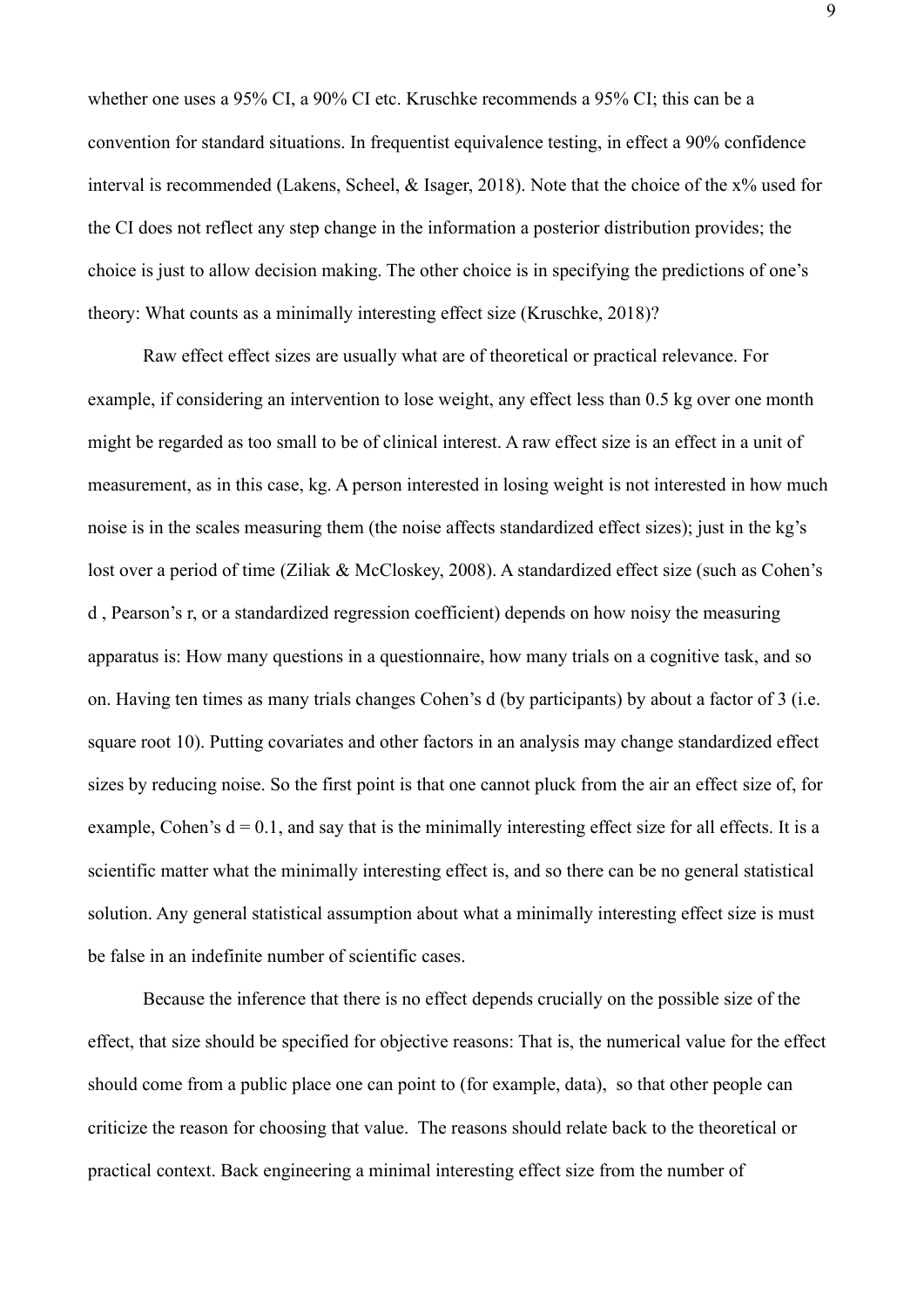whether one uses a 95% CI, a 90% CI etc. Kruschke recommends a 95% CI; this can be a convention for standard situations. In frequentist equivalence testing, in effect a 90% confidence interval is recommended (Lakens, Scheel, & Isager, 2018). Note that the choice of the x% used for the CI does not reflect any step change in the information a posterior distribution provides; the choice is just to allow decision making. The other choice is in specifying the predictions of one's theory: What counts as a minimally interesting effect size (Kruschke, 2018)?

Raw effect effect sizes are usually what are of theoretical or practical relevance. For example, if considering an intervention to lose weight, any effect less than 0.5 kg over one month might be regarded as too small to be of clinical interest. A raw effect size is an effect in a unit of measurement, as in this case, kg. A person interested in losing weight is not interested in how much noise is in the scales measuring them (the noise affects standardized effect sizes); just in the kg's lost over a period of time (Ziliak & McCloskey, 2008). A standardized effect size (such as Cohen's d , Pearson's r, or a standardized regression coefficient) depends on how noisy the measuring apparatus is: How many questions in a questionnaire, how many trials on a cognitive task, and so on. Having ten times as many trials changes Cohen's d (by participants) by about a factor of 3 (i.e. square root 10). Putting covariates and other factors in an analysis may change standardized effect sizes by reducing noise. So the first point is that one cannot pluck from the air an effect size of, for example, Cohen's d = 0.1, and say that is the minimally interesting effect size for all effects. It is a scientific matter what the minimally interesting effect is, and so there can be no general statistical solution. Any general statistical assumption about what a minimally interesting effect size is must be false in an indefinite number of scientific cases.

Because the inference that there is no effect depends crucially on the possible size of the effect, that size should be specified for objective reasons: That is, the numerical value for the effect should come from a public place one can point to (for example, data), so that other people can criticize the reason for choosing that value. The reasons should relate back to the theoretical or practical context. Back engineering a minimal interesting effect size from the number of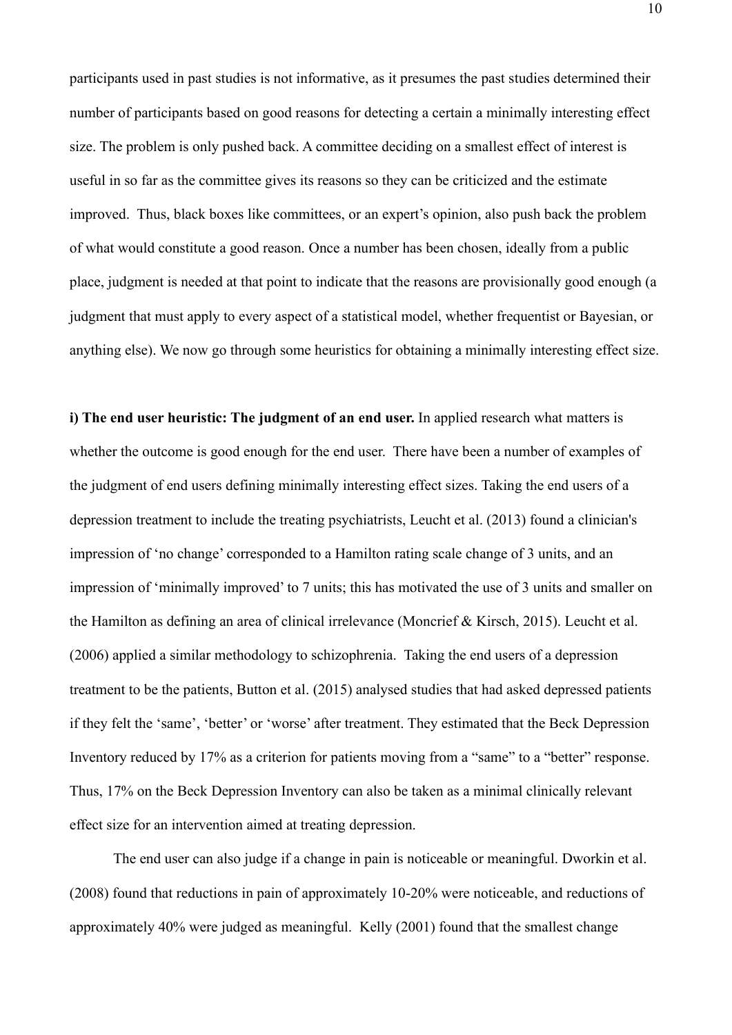participants used in past studies is not informative, as it presumes the past studies determined their number of participants based on good reasons for detecting a certain a minimally interesting effect size. The problem is only pushed back. A committee deciding on a smallest effect of interest is useful in so far as the committee gives its reasons so they can be criticized and the estimate improved. Thus, black boxes like committees, or an expert's opinion, also push back the problem of what would constitute a good reason. Once a number has been chosen, ideally from a public place, judgment is needed at that point to indicate that the reasons are provisionally good enough (a judgment that must apply to every aspect of a statistical model, whether frequentist or Bayesian, or anything else). We now go through some heuristics for obtaining a minimally interesting effect size.

**i) The end user heuristic: The judgment of an end user.** In applied research what matters is whether the outcome is good enough for the end user. There have been a number of examples of the judgment of end users defining minimally interesting effect sizes. Taking the end users of a depression treatment to include the treating psychiatrists, Leucht et al. (2013) found a clinician's impression of 'no change' corresponded to a Hamilton rating scale change of 3 units, and an impression of 'minimally improved' to 7 units; this has motivated the use of 3 units and smaller on the Hamilton as defining an area of clinical irrelevance (Moncrief & Kirsch, 2015). Leucht et al. (2006) applied a similar methodology to schizophrenia. Taking the end users of a depression treatment to be the patients, Button et al. (2015) analysed studies that had asked depressed patients if they felt the 'same', 'better' or 'worse' after treatment. They estimated that the Beck Depression Inventory reduced by 17% as a criterion for patients moving from a "same" to a "better" response. Thus, 17% on the Beck Depression Inventory can also be taken as a minimal clinically relevant effect size for an intervention aimed at treating depression.

The end user can also judge if a change in pain is noticeable or meaningful. Dworkin et al. (2008) found that reductions in pain of approximately 10-20% were noticeable, and reductions of approximately 40% were judged as meaningful. Kelly (2001) found that the smallest change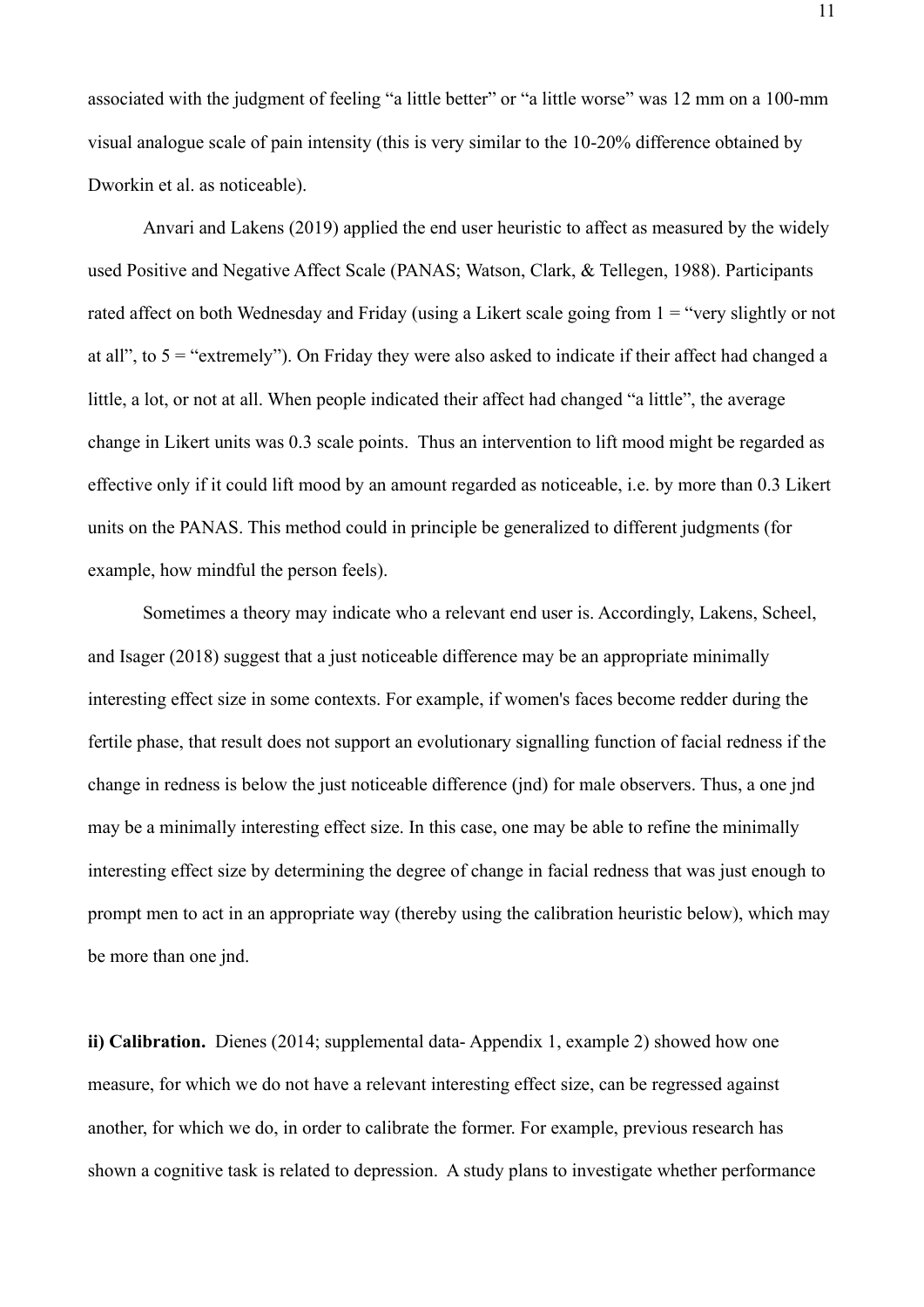associated with the judgment of feeling “a little better” or “a little worse” was 12 mm on a 100-mm visual analogue scale of pain intensity (this is very similar to the 10-20% difference obtained by Dworkin et al. as noticeable).

Anvari and Lakens (2019) applied the end user heuristic to affect as measured by the widely used Positive and Negative Affect Scale (PANAS; Watson, Clark, & Tellegen, 1988). Participants rated affect on both Wednesday and Friday (using a Likert scale going from 1 = “very slightly or not at all”, to 5 = “extremely”). On Friday they were also asked to indicate if their affect had changed a little, a lot, or not at all. When people indicated their affect had changed “a little”, the average change in Likert units was 0.3 scale points. Thus an intervention to lift mood might be regarded as effective only if it could lift mood by an amount regarded as noticeable, i.e. by more than 0.3 Likert units on the PANAS. This method could in principle be generalized to different judgments (for example, how mindful the person feels).

Sometimes a theory may indicate who a relevant end user is. Accordingly, Lakens, Scheel, and Isager (2018) suggest that a just noticeable difference may be an appropriate minimally interesting effect size in some contexts. For example, if women's faces become redder during the fertile phase, that result does not support an evolutionary signalling function of facial redness if the change in redness is below the just noticeable difference (jnd) for male observers. Thus, a one jnd may be a minimally interesting effect size. In this case, one may be able to refine the minimally interesting effect size by determining the degree of change in facial redness that was just enough to prompt men to act in an appropriate way (thereby using the calibration heuristic below), which may be more than one jnd.

**ii) Calibration.** Dienes (2014; supplemental data- Appendix 1, example 2) showed how one measure, for which we do not have a relevant interesting effect size, can be regressed against another, for which we do, in order to calibrate the former. For example, previous research has shown a cognitive task is related to depression. A study plans to investigate whether performance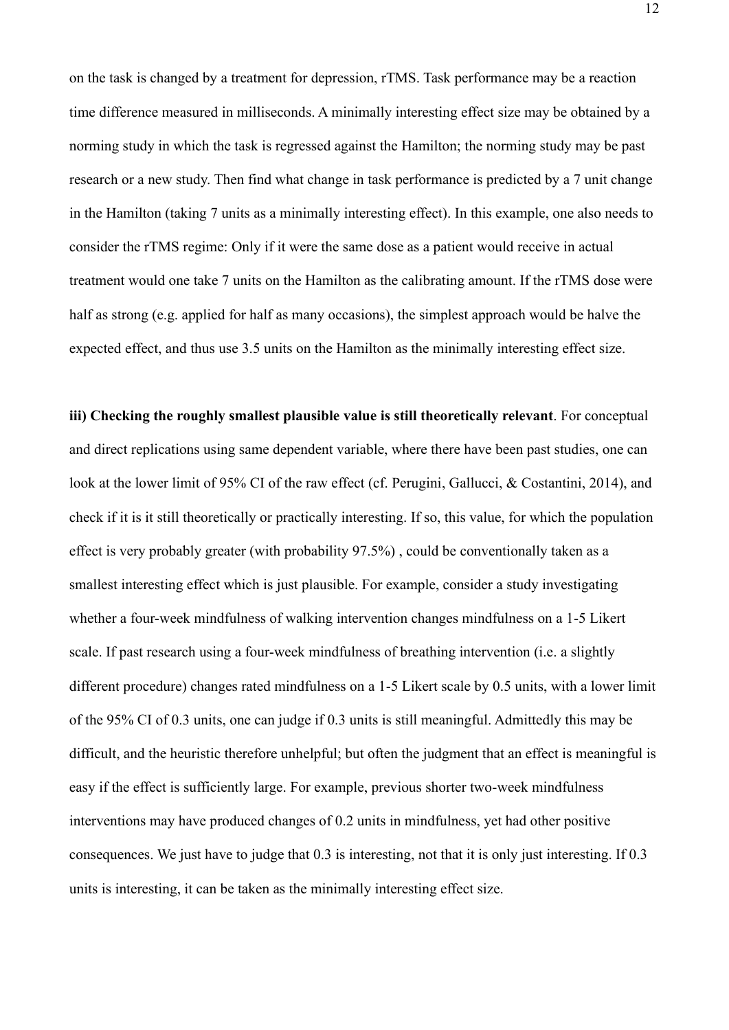on the task is changed by a treatment for depression, rTMS. Task performance may be a reaction time difference measured in milliseconds. A minimally interesting effect size may be obtained by a norming study in which the task is regressed against the Hamilton; the norming study may be past research or a new study. Then find what change in task performance is predicted by a 7 unit change in the Hamilton (taking 7 units as a minimally interesting effect). In this example, one also needs to consider the rTMS regime: Only if it were the same dose as a patient would receive in actual treatment would one take 7 units on the Hamilton as the calibrating amount. If the rTMS dose were half as strong (e.g. applied for half as many occasions), the simplest approach would be halve the expected effect, and thus use 3.5 units on the Hamilton as the minimally interesting effect size.

**iii) Checking the roughly smallest plausible value is still theoretically relevant**. For conceptual and direct replications using same dependent variable, where there have been past studies, one can look at the lower limit of 95% CI of the raw effect (cf. Perugini, Gallucci, & Costantini, 2014), and check if it is it still theoretically or practically interesting. If so, this value, for which the population effect is very probably greater (with probability 97.5%) , could be conventionally taken as a smallest interesting effect which is just plausible. For example, consider a study investigating whether a four-week mindfulness of walking intervention changes mindfulness on a 1-5 Likert scale. If past research using a four-week mindfulness of breathing intervention (i.e. a slightly different procedure) changes rated mindfulness on a 1-5 Likert scale by 0.5 units, with a lower limit of the 95% CI of 0.3 units, one can judge if 0.3 units is still meaningful. Admittedly this may be difficult, and the heuristic therefore unhelpful; but often the judgment that an effect is meaningful is easy if the effect is sufficiently large. For example, previous shorter two-week mindfulness interventions may have produced changes of 0.2 units in mindfulness, yet had other positive consequences. We just have to judge that 0.3 is interesting, not that it is only just interesting. If 0.3 units is interesting, it can be taken as the minimally interesting effect size.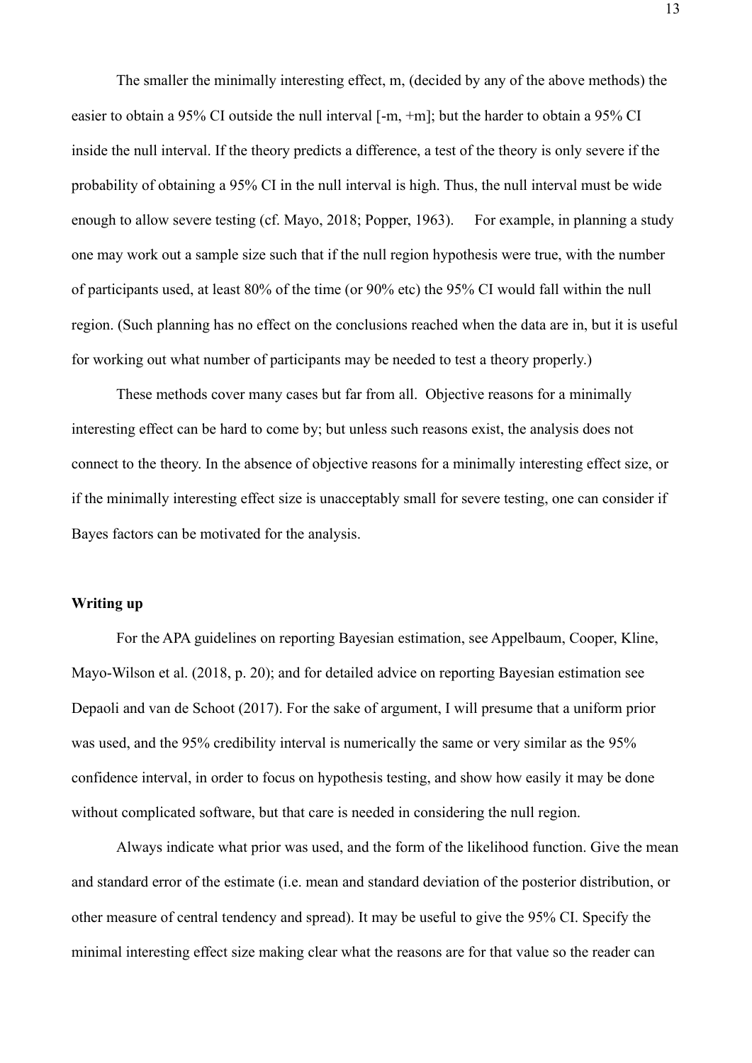The smaller the minimally interesting effect, m, (decided by any of the above methods) the easier to obtain a 95% CI outside the null interval [-m, +m]; but the harder to obtain a 95% CI inside the null interval. If the theory predicts a difference, a test of the theory is only severe if the probability of obtaining a 95% CI in the null interval is high. Thus, the null interval must be wide enough to allow severe testing (cf. Mayo, 2018; Popper, 1963). For example, in planning a study one may work out a sample size such that if the null region hypothesis were true, with the number of participants used, at least 80% of the time (or 90% etc) the 95% CI would fall within the null region. (Such planning has no effect on the conclusions reached when the data are in, but it is useful for working out what number of participants may be needed to test a theory properly.)

These methods cover many cases but far from all. Objective reasons for a minimally interesting effect can be hard to come by; but unless such reasons exist, the analysis does not connect to the theory. In the absence of objective reasons for a minimally interesting effect size, or if the minimally interesting effect size is unacceptably small for severe testing, one can consider if Bayes factors can be motivated for the analysis.

**Writing up**

For the APA guidelines on reporting Bayesian estimation, see Appelbaum, Cooper, Kline, Mayo-Wilson et al. (2018, p. 20); and for detailed advice on reporting Bayesian estimation see Depaoli and van de Schoot (2017). For the sake of argument, I will presume that a uniform prior was used, and the 95% credibility interval is numerically the same or very similar as the 95% confidence interval, in order to focus on hypothesis testing, and show how easily it may be done without complicated software, but that care is needed in considering the null region.

Always indicate what prior was used, and the form of the likelihood function. Give the mean and standard error of the estimate (i.e. mean and standard deviation of the posterior distribution, or other measure of central tendency and spread). It may be useful to give the 95% CI. Specify the minimal interesting effect size making clear what the reasons are for that value so the reader can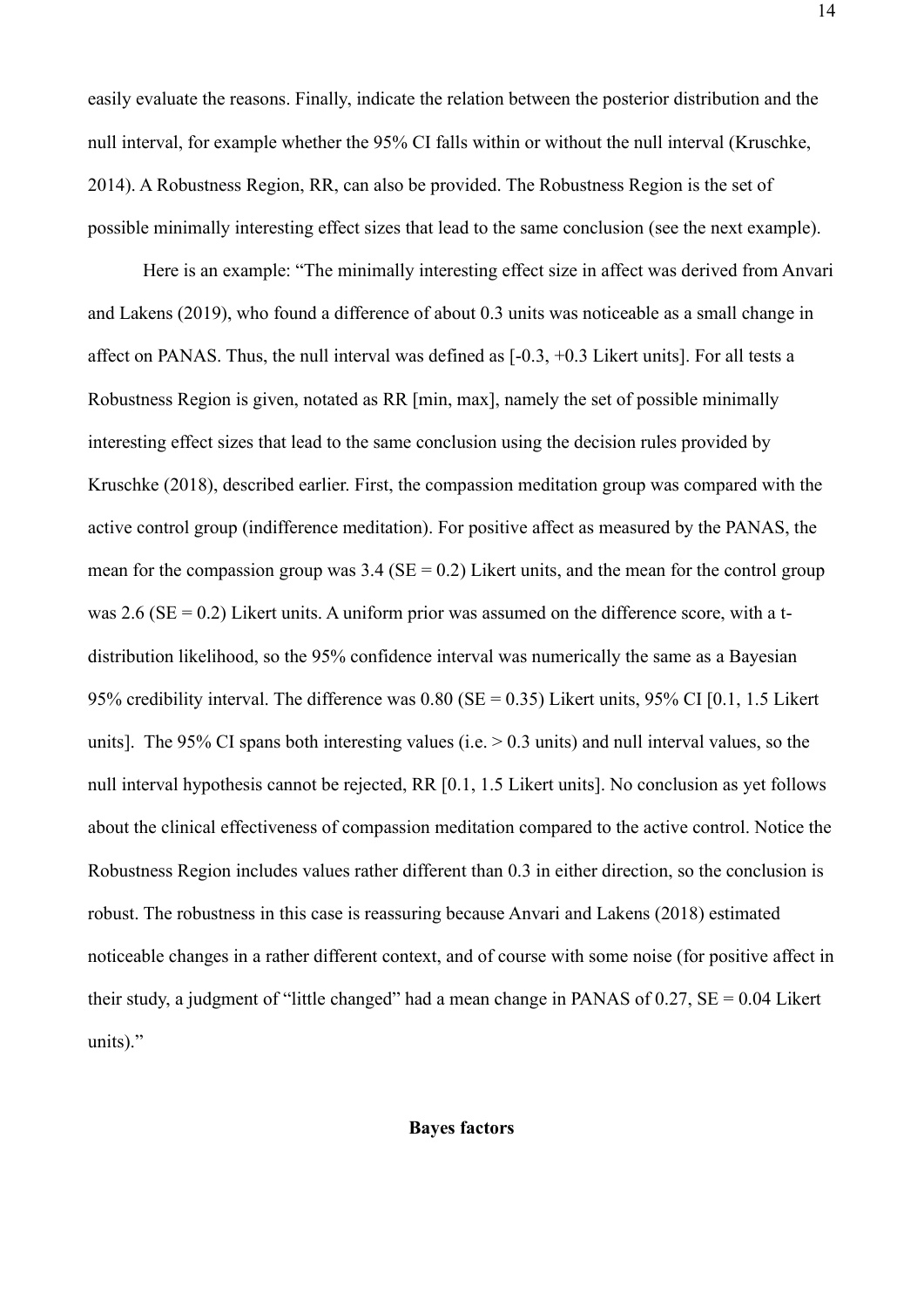easily evaluate the reasons. Finally, indicate the relation between the posterior distribution and the null interval, for example whether the 95% CI falls within or without the null interval (Kruschke, 2014). A Robustness Region, RR, can also be provided. The Robustness Region is the set of possible minimally interesting effect sizes that lead to the same conclusion (see the next example).

Here is an example: "The minimally interesting effect size in affect was derived from Anvari and Lakens (2019), who found a difference of about 0.3 units was noticeable as a small change in affect on PANAS. Thus, the null interval was defined as [-0.3, +0.3 Likert units]. For all tests a Robustness Region is given, notated as RR [min, max], namely the set of possible minimally interesting effect sizes that lead to the same conclusion using the decision rules provided by Kruschke (2018), described earlier. First, the compassion meditation group was compared with the active control group (indifference meditation). For positive affect as measured by the PANAS, the mean for the compassion group was 3.4 (SE = 0.2) Likert units, and the mean for the control group was 2.6 (SE = 0.2) Likert units. A uniform prior was assumed on the difference score, with a t-distribution likelihood, so the 95% confidence interval was numerically the same as a Bayesian 95% credibility interval. The difference was 0.80 (SE = 0.35) Likert units, 95% CI [0.1, 1.5 Likert units]. The 95% CI spans both interesting values (i.e. > 0.3 units) and null interval values, so the null interval hypothesis cannot be rejected, RR [0.1, 1.5 Likert units]. No conclusion as yet follows about the clinical effectiveness of compassion meditation compared to the active control. Notice the Robustness Region includes values rather different than 0.3 in either direction, so the conclusion is robust. The robustness in this case is reassuring because Anvari and Lakens (2018) estimated noticeable changes in a rather different context, and of course with some noise (for positive affect in their study, a judgment of "little changed" had a mean change in PANAS of 0.27, SE = 0.04 Likert units)."

## Bayes factors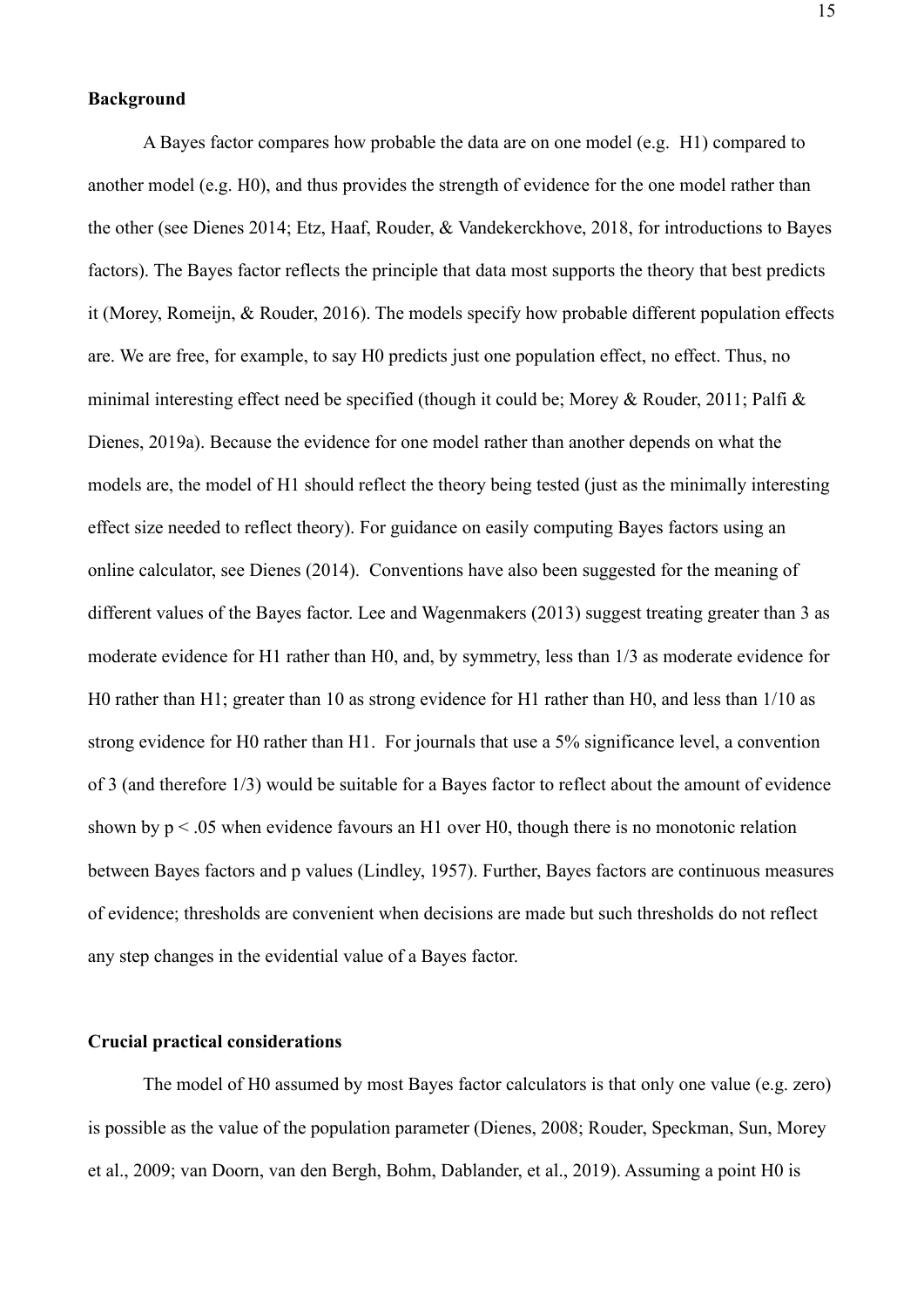**Background**

A Bayes factor compares how probable the data are on one model (e.g. H1) compared to another model (e.g. H0), and thus provides the strength of evidence for the one model rather than the other (see Dienes 2014; Etz, Haaf, Rouder, & Vandekerckhove, 2018, for introductions to Bayes factors). The Bayes factor reflects the principle that data most supports the theory that best predicts it (Morey, Romeijn, & Rouder, 2016). The models specify how probable different population effects are. We are free, for example, to say H0 predicts just one population effect, no effect. Thus, no minimal interesting effect need be specified (though it could be; Morey & Rouder, 2011; Palfi & Dienes, 2019a). Because the evidence for one model rather than another depends on what the models are, the model of H1 should reflect the theory being tested (just as the minimally interesting effect size needed to reflect theory). For guidance on easily computing Bayes factors using an online calculator, see Dienes (2014). Conventions have also been suggested for the meaning of different values of the Bayes factor. Lee and Wagenmakers (2013) suggest treating greater than 3 as moderate evidence for H1 rather than H0, and, by symmetry, less than 1/3 as moderate evidence for H0 rather than H1; greater than 10 as strong evidence for H1 rather than H0, and less than 1/10 as strong evidence for H0 rather than H1. For journals that use a 5% significance level, a convention of 3 (and therefore 1/3) would be suitable for a Bayes factor to reflect about the amount of evidence shown by $p < .05$ when evidence favours an H1 over H0, though there is no monotonic relation between Bayes factors and p values (Lindley, 1957). Further, Bayes factors are continuous measures of evidence; thresholds are convenient when decisions are made but such thresholds do not reflect any step changes in the evidential value of a Bayes factor.

**Crucial practical considerations**

The model of H0 assumed by most Bayes factor calculators is that only one value (e.g. zero) is possible as the value of the population parameter (Dienes, 2008; Rouder, Speckman, Sun, Morey et al., 2009; van Doorn, van den Bergh, Bohm, Dablander, et al., 2019). Assuming a point H0 is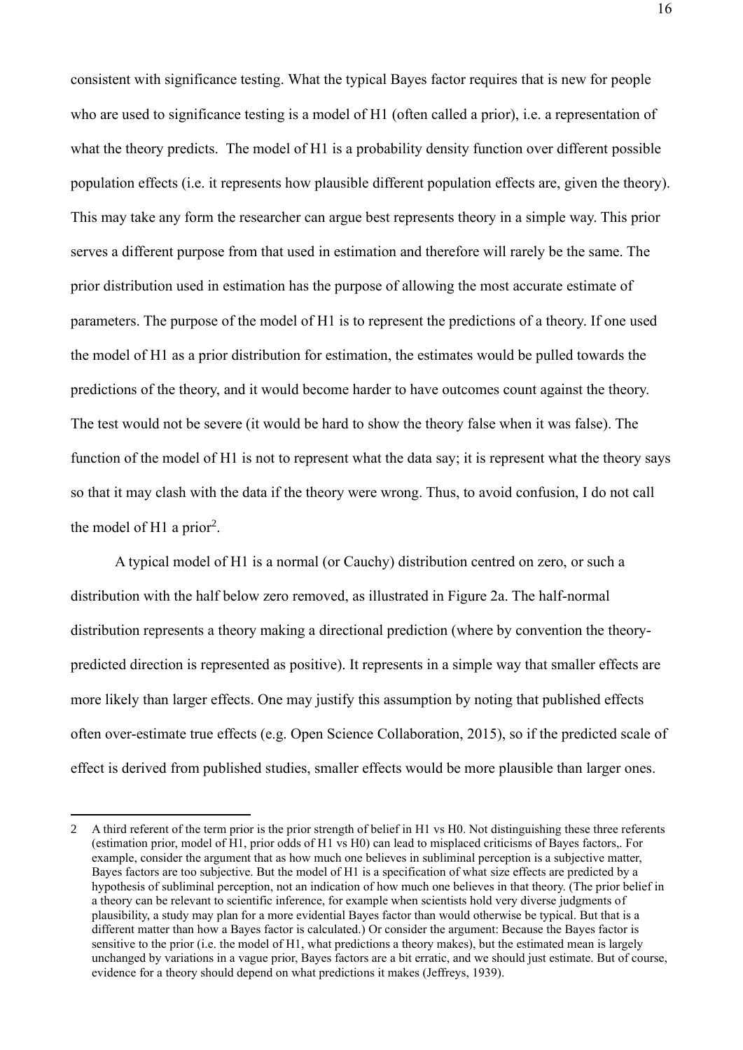consistent with significance testing. What the typical Bayes factor requires that is new for people who are used to significance testing is a model of H1 (often called a prior), i.e. a representation of what the theory predicts. The model of H1 is a probability density function over different possible population effects (i.e. it represents how plausible different population effects are, given the theory). This may take any form the researcher can argue best represents theory in a simple way. This prior serves a different purpose from that used in estimation and therefore will rarely be the same. The prior distribution used in estimation has the purpose of allowing the most accurate estimate of parameters. The purpose of the model of H1 is to represent the predictions of a theory. If one used the model of H1 as a prior distribution for estimation, the estimates would be pulled towards the predictions of the theory, and it would become harder to have outcomes count against the theory. The test would not be severe (it would be hard to show the theory false when it was false). The function of the model of H1 is not to represent what the data say; it is represent what the theory says so that it may clash with the data if the theory were wrong. Thus, to avoid confusion, I do not call the model of H1 a prior[2].

A typical model of H1 is a normal (or Cauchy) distribution centred on zero, or such a distribution with the half below zero removed, as illustrated in Figure 2a. The half-normal distribution represents a theory making a directional prediction (where by convention the theory-predicted direction is represented as positive). It represents in a simple way that smaller effects are more likely than larger effects. One may justify this assumption by noting that published effects often over-estimate true effects (e.g. Open Science Collaboration, 2015), so if the predicted scale of effect is derived from published studies, smaller effects would be more plausible than larger ones.

---

2 A third referent of the term prior is the prior strength of belief in H1 vs H0. Not distinguishing these three referents (estimation prior, model of H1, prior odds of H1 vs H0) can lead to misplaced criticisms of Bayes factors,. For example, consider the argument that as how much one believes in subliminal perception is a subjective matter, Bayes factors are too subjective. But the model of H1 is a specification of what size effects are predicted by a hypothesis of subliminal perception, not an indication of how much one believes in that theory. (The prior belief in a theory can be relevant to scientific inference, for example when scientists hold very diverse judgments of plausibility, a study may plan for a more evidential Bayes factor than would otherwise be typical. But that is a different matter than how a Bayes factor is calculated.) Or consider the argument: Because the Bayes factor is sensitive to the prior (i.e. the model of H1, what predictions a theory makes), but the estimated mean is largely unchanged by variations in a vague prior, Bayes factors are a bit erratic, and we should just estimate. But of course, evidence for a theory should depend on what predictions it makes (Jeffreys, 1939).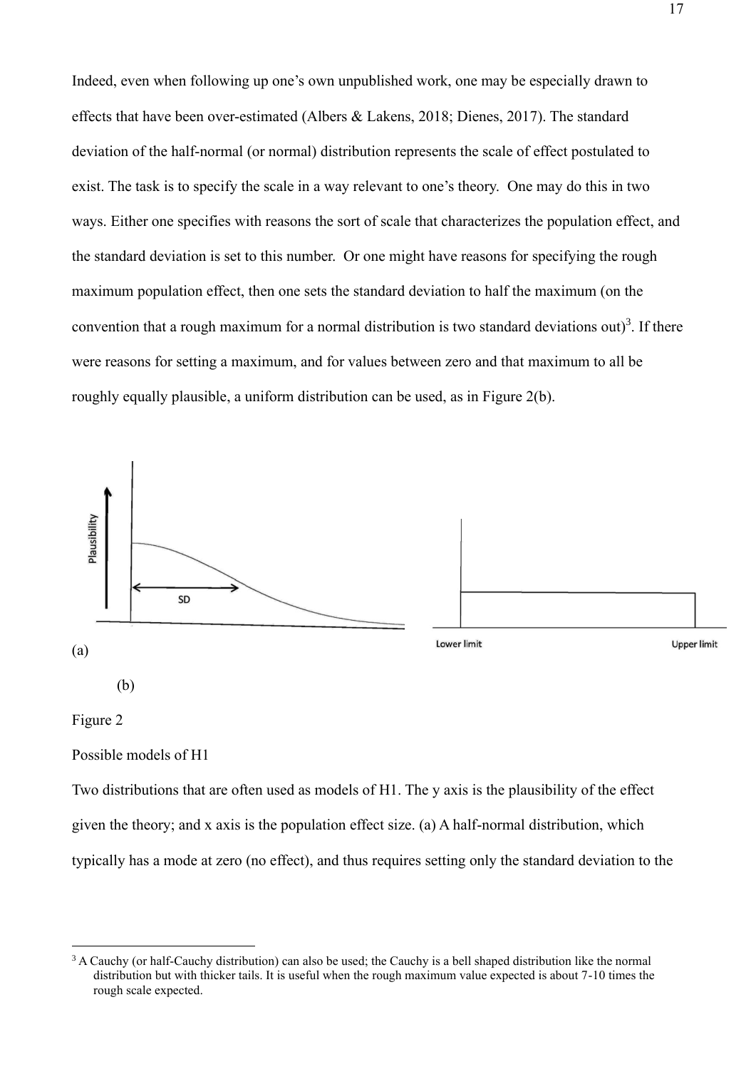Indeed, even when following up one's own unpublished work, one may be especially drawn to effects that have been over-estimated (Albers & Lakens, 2018; Dienes, 2017). The standard deviation of the half-normal (or normal) distribution represents the scale of effect postulated to exist. The task is to specify the scale in a way relevant to one's theory. One may do this in two ways. Either one specifies with reasons the sort of scale that characterizes the population effect, and the standard deviation is set to this number. Or one might have reasons for specifying the rough maximum population effect, then one sets the standard deviation to half the maximum (on the convention that a rough maximum for a normal distribution is two standard deviations out)[3]. If there were reasons for setting a maximum, and for values between zero and that maximum to all be roughly equally plausible, a uniform distribution can be used, as in Figure 2(b).

Plausibility

SD

Lower limit

Upper limit

(a)

(b)

Figure 2

Possible models of H1

Two distributions that are often used as models of H1. The y axis is the plausibility of the effect given the theory; and x axis is the population effect size. (a) A half-normal distribution, which typically has a mode at zero (no effect), and thus requires setting only the standard deviation to the

[3] A Cauchy (or half-Cauchy distribution) can also be used; the Cauchy is a bell shaped distribution like the normal distribution but with thicker tails. It is useful when the rough maximum value expected is about 7-10 times the rough scale expected.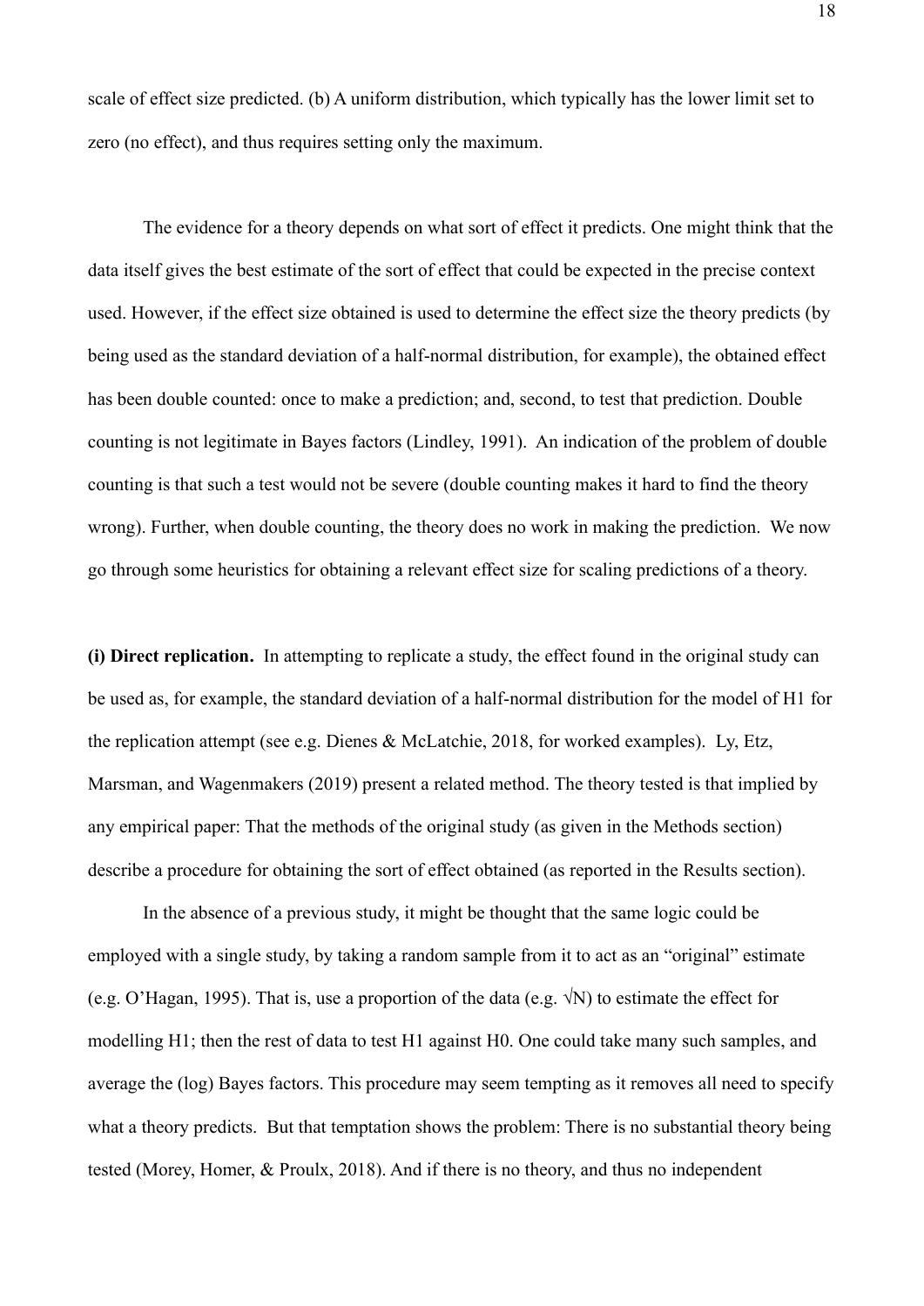scale of effect size predicted. (b) A uniform distribution, which typically has the lower limit set to zero (no effect), and thus requires setting only the maximum.

The evidence for a theory depends on what sort of effect it predicts. One might think that the data itself gives the best estimate of the sort of effect that could be expected in the precise context used. However, if the effect size obtained is used to determine the effect size the theory predicts (by being used as the standard deviation of a half-normal distribution, for example), the obtained effect has been double counted: once to make a prediction; and, second, to test that prediction. Double counting is not legitimate in Bayes factors (Lindley, 1991). An indication of the problem of double counting is that such a test would not be severe (double counting makes it hard to find the theory wrong). Further, when double counting, the theory does no work in making the prediction. We now go through some heuristics for obtaining a relevant effect size for scaling predictions of a theory.

**(i) Direct replication.** In attempting to replicate a study, the effect found in the original study can be used as, for example, the standard deviation of a half-normal distribution for the model of H1 for the replication attempt (see e.g. Dienes & McLatchie, 2018, for worked examples). Ly, Etz, Marsman, and Wagenmakers (2019) present a related method. The theory tested is that implied by any empirical paper: That the methods of the original study (as given in the Methods section) describe a procedure for obtaining the sort of effect obtained (as reported in the Results section).

In the absence of a previous study, it might be thought that the same logic could be employed with a single study, by taking a random sample from it to act as an "original" estimate (e.g. O'Hagan, 1995). That is, use a proportion of the data (e.g. $\sqrt{N}$) to estimate the effect for modelling H1; then the rest of data to test H1 against H0. One could take many such samples, and average the (log) Bayes factors. This procedure may seem tempting as it removes all need to specify what a theory predicts. But that temptation shows the problem: There is no substantial theory being tested (Morey, Homer, & Proulx, 2018). And if there is no theory, and thus no independent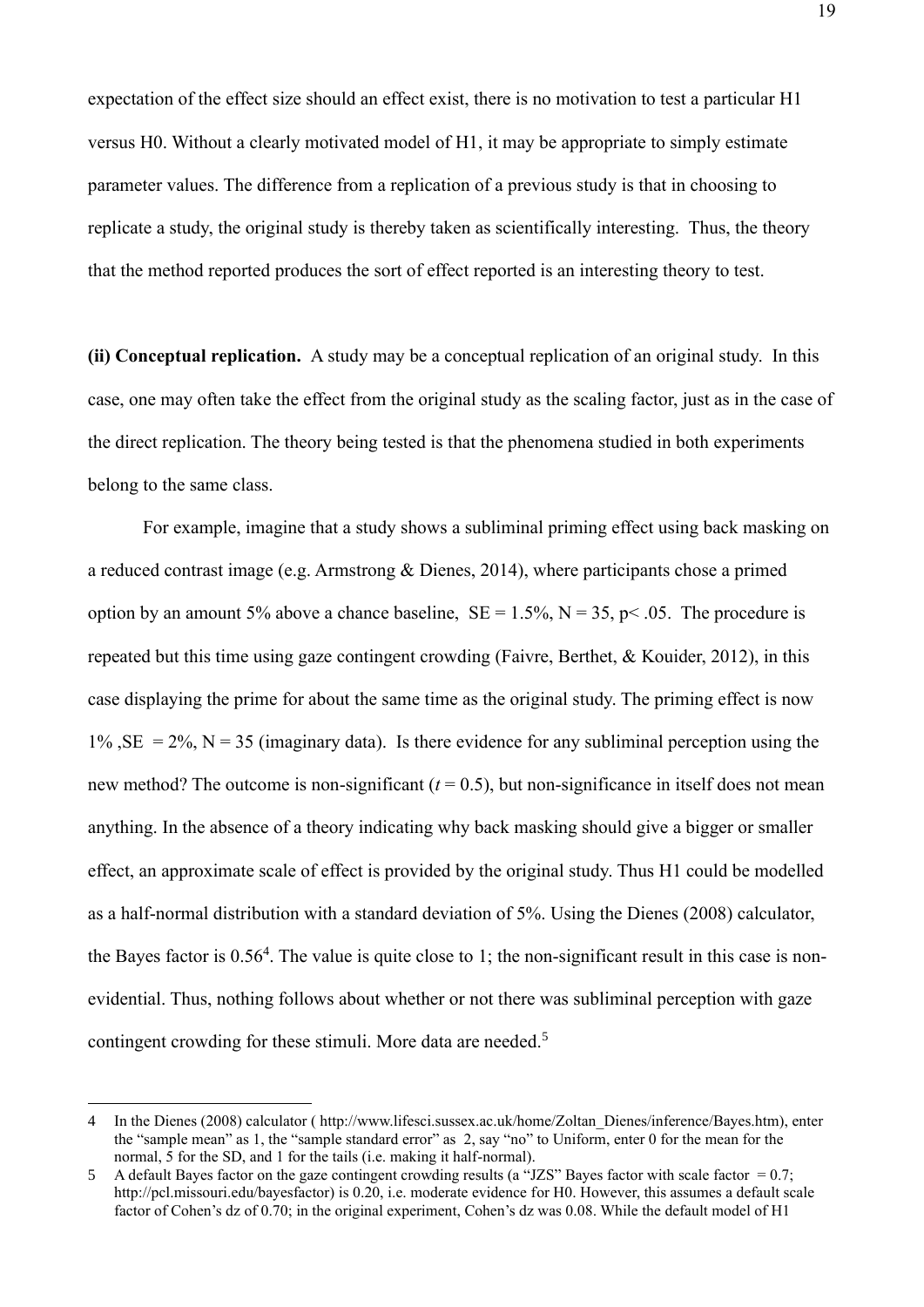expectation of the effect size should an effect exist, there is no motivation to test a particular H1 versus H0. Without a clearly motivated model of H1, it may be appropriate to simply estimate parameter values. The difference from a replication of a previous study is that in choosing to replicate a study, the original study is thereby taken as scientifically interesting. Thus, the theory that the method reported produces the sort of effect reported is an interesting theory to test.

**(ii) Conceptual replication.** A study may be a conceptual replication of an original study. In this case, one may often take the effect from the original study as the scaling factor, just as in the case of the direct replication. The theory being tested is that the phenomena studied in both experiments belong to the same class.

For example, imagine that a study shows a subliminal priming effect using back masking on a reduced contrast image (e.g. Armstrong & Dienes, 2014), where participants chose a primed option by an amount 5% above a chance baseline, SE = 1.5%, N = 35, $p < .05$. The procedure is repeated but this time using gaze contingent crowding (Faivre, Berthet, & Kouider, 2012), in this case displaying the prime for about the same time as the original study. The priming effect is now 1% ,SE = 2%, N = 35 (imaginary data). Is there evidence for any subliminal perception using the new method? The outcome is non-significant ($t = 0.5$), but non-significance in itself does not mean anything. In the absence of a theory indicating why back masking should give a bigger or smaller effect, an approximate scale of effect is provided by the original study. Thus H1 could be modelled as a half-normal distribution with a standard deviation of 5%. Using the Dienes (2008) calculator, the Bayes factor is 0.56[4]. The value is quite close to 1; the non-significant result in this case is non-evidential. Thus, nothing follows about whether or not there was subliminal perception with gaze contingent crowding for these stimuli. More data are needed.[5]

---

4 In the Dienes (2008) calculator ( http://www.lifesci.sussex.ac.uk/home/Zoltan_Dienes/inference/Bayes.htm), enter the "sample mean" as 1, the "sample standard error" as 2, say "no" to Uniform, enter 0 for the mean for the normal, 5 for the SD, and 1 for the tails (i.e. making it half-normal).

5 A default Bayes factor on the gaze contingent crowding results (a "JZS" Bayes factor with scale factor = 0.7; http://pcl.missouri.edu/bayesfactor) is 0.20, i.e. moderate evidence for H0. However, this assumes a default scale factor of Cohen's dz of 0.70; in the original experiment, Cohen's dz was 0.08. While the default model of H1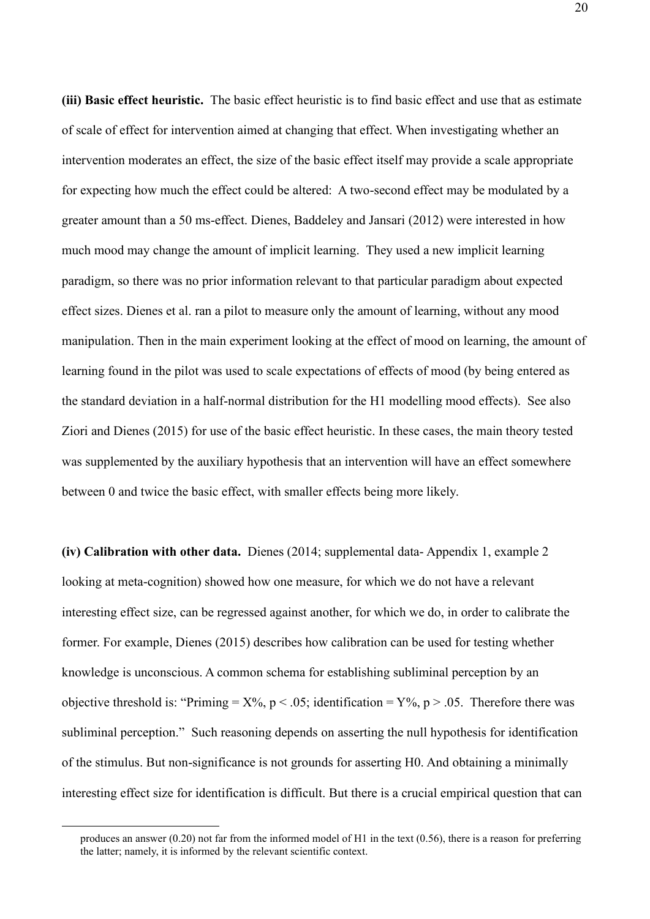**(iii) Basic effect heuristic.** The basic effect heuristic is to find basic effect and use that as estimate of scale of effect for intervention aimed at changing that effect. When investigating whether an intervention moderates an effect, the size of the basic effect itself may provide a scale appropriate for expecting how much the effect could be altered: A two-second effect may be modulated by a greater amount than a 50 ms-effect. Dienes, Baddeley and Jansari (2012) were interested in how much mood may change the amount of implicit learning. They used a new implicit learning paradigm, so there was no prior information relevant to that particular paradigm about expected effect sizes. Dienes et al. ran a pilot to measure only the amount of learning, without any mood manipulation. Then in the main experiment looking at the effect of mood on learning, the amount of learning found in the pilot was used to scale expectations of effects of mood (by being entered as the standard deviation in a half-normal distribution for the H1 modelling mood effects). See also Ziori and Dienes (2015) for use of the basic effect heuristic. In these cases, the main theory tested was supplemented by the auxiliary hypothesis that an intervention will have an effect somewhere between 0 and twice the basic effect, with smaller effects being more likely.

**(iv) Calibration with other data.** Dienes (2014; supplemental data- Appendix 1, example 2 looking at meta-cognition) showed how one measure, for which we do not have a relevant interesting effect size, can be regressed against another, for which we do, in order to calibrate the former. For example, Dienes (2015) describes how calibration can be used for testing whether knowledge is unconscious. A common schema for establishing subliminal perception by an objective threshold is: "Priming = X%, $p < .05$; identification = Y%, $p > .05$. Therefore there was subliminal perception." Such reasoning depends on asserting the null hypothesis for identification of the stimulus. But non-significance is not grounds for asserting H0. And obtaining a minimally interesting effect size for identification is difficult. But there is a crucial empirical question that can

---

produces an answer (0.20) not far from the informed model of H1 in the text (0.56), there is a reason for preferring the latter; namely, it is informed by the relevant scientific context.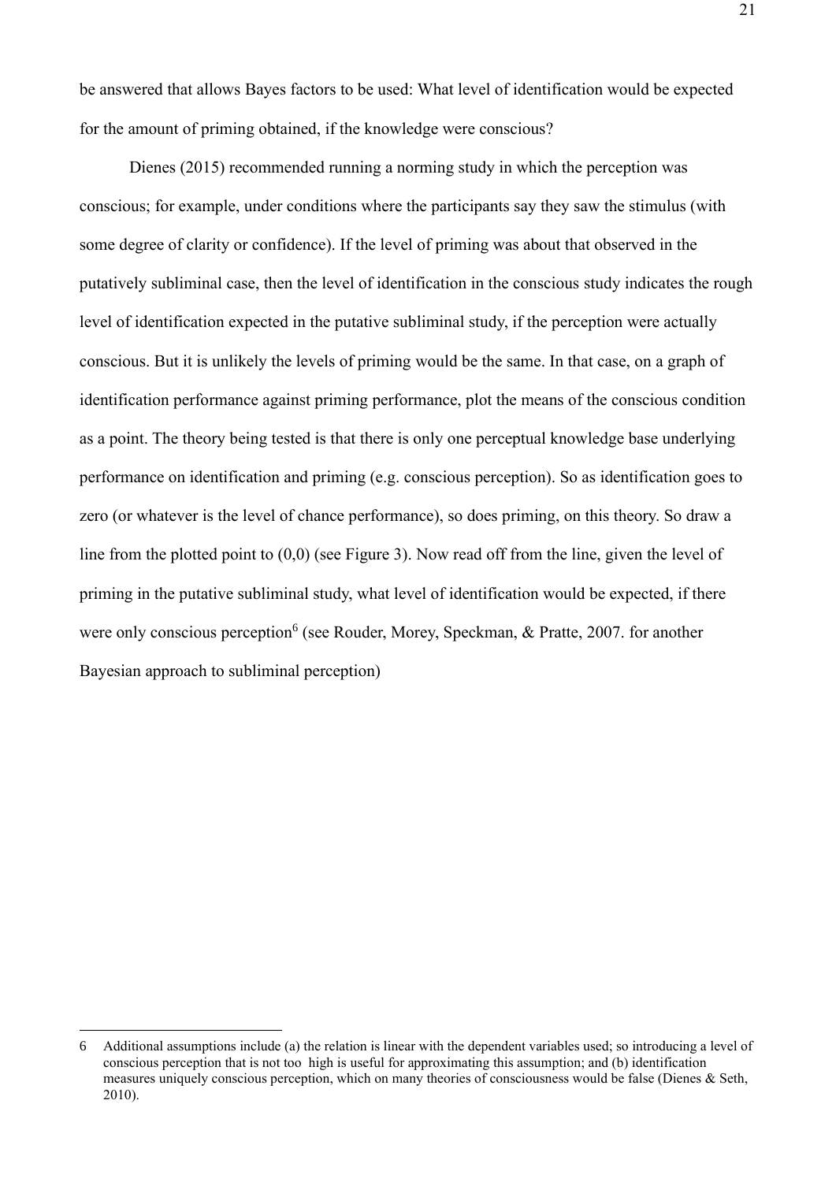be answered that allows Bayes factors to be used: What level of identification would be expected for the amount of priming obtained, if the knowledge were conscious?

Dienes (2015) recommended running a norming study in which the perception was conscious; for example, under conditions where the participants say they saw the stimulus (with some degree of clarity or confidence). If the level of priming was about that observed in the putatively subliminal case, then the level of identification in the conscious study indicates the rough level of identification expected in the putative subliminal study, if the perception were actually conscious. But it is unlikely the levels of priming would be the same. In that case, on a graph of identification performance against priming performance, plot the means of the conscious condition as a point. The theory being tested is that there is only one perceptual knowledge base underlying performance on identification and priming (e.g. conscious perception). So as identification goes to zero (or whatever is the level of chance performance), so does priming, on this theory. So draw a line from the plotted point to (0,0) (see Figure 3). Now read off from the line, given the level of priming in the putative subliminal study, what level of identification would be expected, if there were only conscious perception[6] (see Rouder, Morey, Speckman, & Pratte, 2007. for another Bayesian approach to subliminal perception)

---

6 Additional assumptions include (a) the relation is linear with the dependent variables used; so introducing a level of conscious perception that is not too high is useful for approximating this assumption; and (b) identification measures uniquely conscious perception, which on many theories of consciousness would be false (Dienes & Seth, 2010).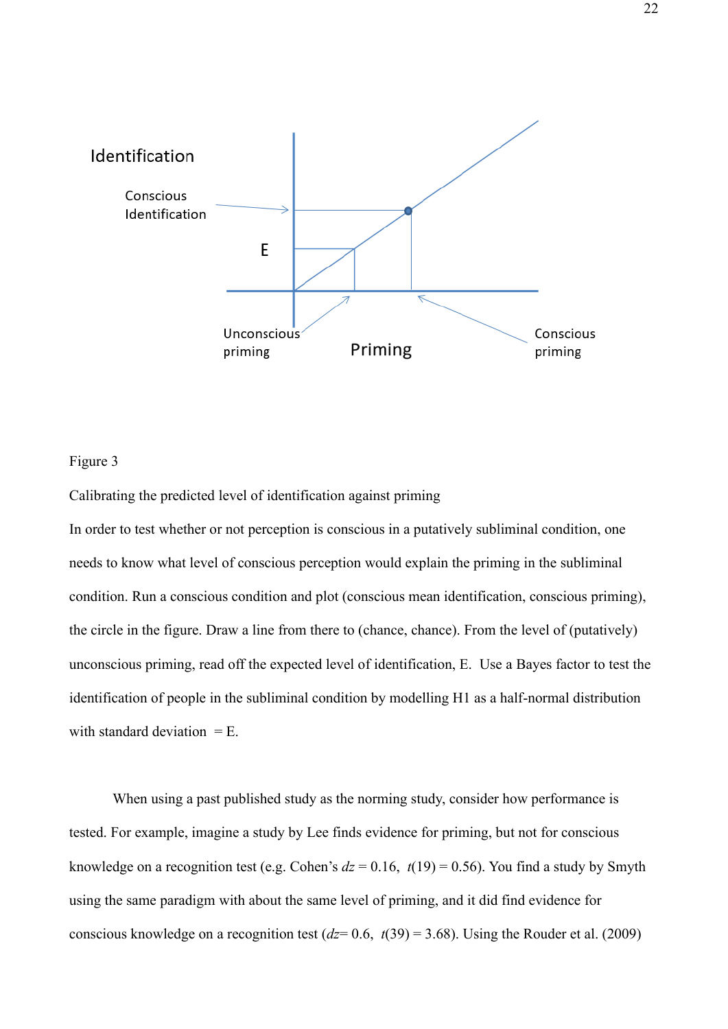Figure 3

Calibrating the predicted level of identification against priming

In order to test whether or not perception is conscious in a putatively subliminal condition, one needs to know what level of conscious perception would explain the priming in the subliminal condition. Run a conscious condition and plot (conscious mean identification, conscious priming), the circle in the figure. Draw a line from there to (chance, chance). From the level of (putatively) unconscious priming, read off the expected level of identification, E.  Use a Bayes factor to test the identification of people in the subliminal condition by modelling H1 as a half-normal distribution with standard deviation  = E.

When using a past published study as the norming study, consider how performance is tested. For example, imagine a study by Lee finds evidence for priming, but not for conscious knowledge on a recognition test (e.g. Cohen's $dz$ = 0.16,  $t(19)$ = 0.56). You find a study by Smyth using the same paradigm with about the same level of priming, and it did find evidence for conscious knowledge on a recognition test ($dz$= 0.6,  $t(39)$ = 3.68). Using the Rouder et al. (2009)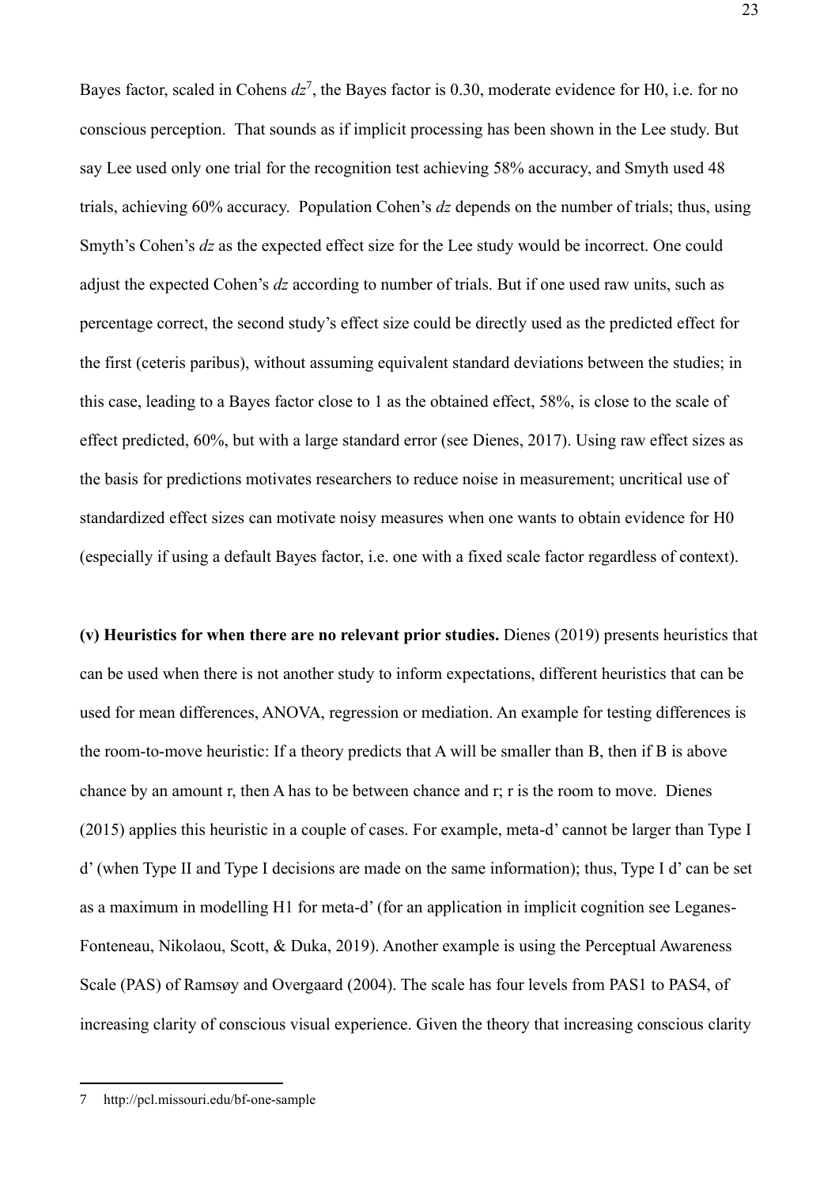Bayes factor, scaled in Cohens *dz*[7], the Bayes factor is 0.30, moderate evidence for H0, i.e. for no conscious perception. That sounds as if implicit processing has been shown in the Lee study. But say Lee used only one trial for the recognition test achieving 58% accuracy, and Smyth used 48 trials, achieving 60% accuracy. Population Cohen's *dz* depends on the number of trials; thus, using Smyth's Cohen's *dz* as the expected effect size for the Lee study would be incorrect. One could adjust the expected Cohen's *dz* according to number of trials. But if one used raw units, such as percentage correct, the second study's effect size could be directly used as the predicted effect for the first (ceteris paribus), without assuming equivalent standard deviations between the studies; in this case, leading to a Bayes factor close to 1 as the obtained effect, 58%, is close to the scale of effect predicted, 60%, but with a large standard error (see Dienes, 2017). Using raw effect sizes as the basis for predictions motivates researchers to reduce noise in measurement; uncritical use of standardized effect sizes can motivate noisy measures when one wants to obtain evidence for H0 (especially if using a default Bayes factor, i.e. one with a fixed scale factor regardless of context).

**(v) Heuristics for when there are no relevant prior studies.** Dienes (2019) presents heuristics that can be used when there is not another study to inform expectations, different heuristics that can be used for mean differences, ANOVA, regression or mediation. An example for testing differences is the room-to-move heuristic: If a theory predicts that A will be smaller than B, then if B is above chance by an amount r, then A has to be between chance and r; r is the room to move. Dienes (2015) applies this heuristic in a couple of cases. For example, meta-d' cannot be larger than Type I d' (when Type II and Type I decisions are made on the same information); thus, Type I d' can be set as a maximum in modelling H1 for meta-d' (for an application in implicit cognition see Leganes-Fonteneau, Nikolaou, Scott, & Duka, 2019). Another example is using the Perceptual Awareness Scale (PAS) of Ramsøy and Overgaard (2004). The scale has four levels from PAS1 to PAS4, of increasing clarity of conscious visual experience. Given the theory that increasing conscious clarity

7 http://pcl.missouri.edu/bf-one-sample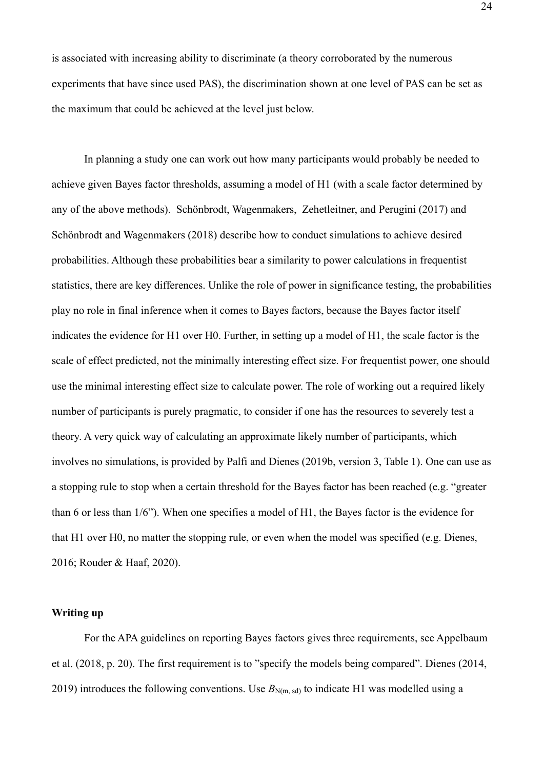is associated with increasing ability to discriminate (a theory corroborated by the numerous experiments that have since used PAS), the discrimination shown at one level of PAS can be set as the maximum that could be achieved at the level just below.

In planning a study one can work out how many participants would probably be needed to achieve given Bayes factor thresholds, assuming a model of H1 (with a scale factor determined by any of the above methods). Schönbrodt, Wagenmakers, Zehetleitner, and Perugini (2017) and Schönbrodt and Wagenmakers (2018) describe how to conduct simulations to achieve desired probabilities. Although these probabilities bear a similarity to power calculations in frequentist statistics, there are key differences. Unlike the role of power in significance testing, the probabilities play no role in final inference when it comes to Bayes factors, because the Bayes factor itself indicates the evidence for H1 over H0. Further, in setting up a model of H1, the scale factor is the scale of effect predicted, not the minimally interesting effect size. For frequentist power, one should use the minimal interesting effect size to calculate power. The role of working out a required likely number of participants is purely pragmatic, to consider if one has the resources to severely test a theory. A very quick way of calculating an approximate likely number of participants, which involves no simulations, is provided by Palfi and Dienes (2019b, version 3, Table 1). One can use as a stopping rule to stop when a certain threshold for the Bayes factor has been reached (e.g. "greater than 6 or less than 1/6"). When one specifies a model of H1, the Bayes factor is the evidence for that H1 over H0, no matter the stopping rule, or even when the model was specified (e.g. Dienes, 2016; Rouder & Haaf, 2020).

**Writing up**

For the APA guidelines on reporting Bayes factors gives three requirements, see Appelbaum et al. (2018, p. 20). The first requirement is to "specify the models being compared". Dienes (2014, 2019) introduces the following conventions. Use $B_{N(m, sd)}$ to indicate H1 was modelled using a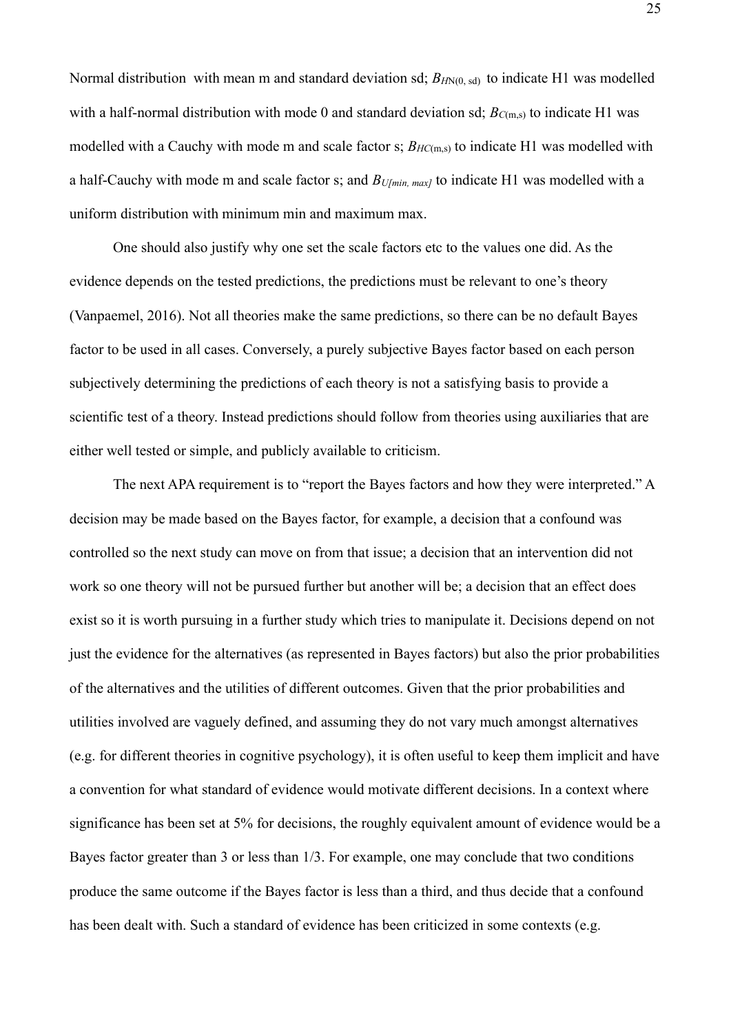Normal distribution with mean m and standard deviation sd; $B_{HN(0,\ sd)}$ to indicate H1 was modelled with a half-normal distribution with mode 0 and standard deviation sd; $B_{C(m,s)}$ to indicate H1 was modelled with a Cauchy with mode m and scale factor s; $B_{HC(m,s)}$ to indicate H1 was modelled with a half-Cauchy with mode m and scale factor s; and $B_{U[min,\ max]}$ to indicate H1 was modelled with a uniform distribution with minimum min and maximum max.

One should also justify why one set the scale factors etc to the values one did. As the evidence depends on the tested predictions, the predictions must be relevant to one's theory (Vanpaemel, 2016). Not all theories make the same predictions, so there can be no default Bayes factor to be used in all cases. Conversely, a purely subjective Bayes factor based on each person subjectively determining the predictions of each theory is not a satisfying basis to provide a scientific test of a theory. Instead predictions should follow from theories using auxiliaries that are either well tested or simple, and publicly available to criticism.

The next APA requirement is to "report the Bayes factors and how they were interpreted." A decision may be made based on the Bayes factor, for example, a decision that a confound was controlled so the next study can move on from that issue; a decision that an intervention did not work so one theory will not be pursued further but another will be; a decision that an effect does exist so it is worth pursuing in a further study which tries to manipulate it. Decisions depend on not just the evidence for the alternatives (as represented in Bayes factors) but also the prior probabilities of the alternatives and the utilities of different outcomes. Given that the prior probabilities and utilities involved are vaguely defined, and assuming they do not vary much amongst alternatives (e.g. for different theories in cognitive psychology), it is often useful to keep them implicit and have a convention for what standard of evidence would motivate different decisions. In a context where significance has been set at 5% for decisions, the roughly equivalent amount of evidence would be a Bayes factor greater than 3 or less than 1/3. For example, one may conclude that two conditions produce the same outcome if the Bayes factor is less than a third, and thus decide that a confound has been dealt with. Such a standard of evidence has been criticized in some contexts (e.g.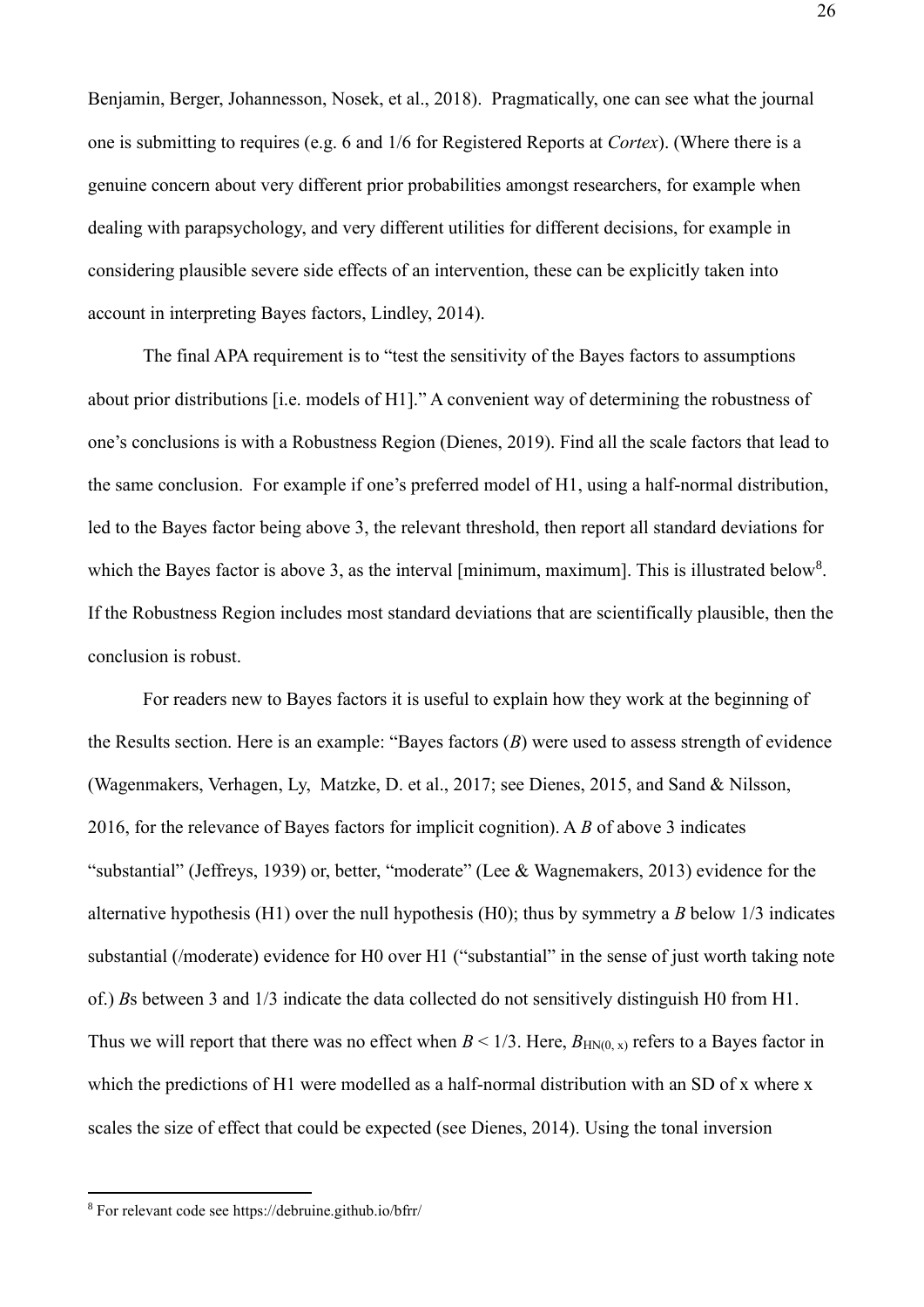Benjamin, Berger, Johannesson, Nosek, et al., 2018). Pragmatically, one can see what the journal one is submitting to requires (e.g. 6 and 1/6 for Registered Reports at *Cortex*). (Where there is a genuine concern about very different prior probabilities amongst researchers, for example when dealing with parapsychology, and very different utilities for different decisions, for example in considering plausible severe side effects of an intervention, these can be explicitly taken into account in interpreting Bayes factors, Lindley, 2014).

The final APA requirement is to "test the sensitivity of the Bayes factors to assumptions about prior distributions [i.e. models of H1]." A convenient way of determining the robustness of one's conclusions is with a Robustness Region (Dienes, 2019). Find all the scale factors that lead to the same conclusion. For example if one's preferred model of H1, using a half-normal distribution, led to the Bayes factor being above 3, the relevant threshold, then report all standard deviations for which the Bayes factor is above 3, as the interval [minimum, maximum]. This is illustrated below[8]. If the Robustness Region includes most standard deviations that are scientifically plausible, then the conclusion is robust.

For readers new to Bayes factors it is useful to explain how they work at the beginning of the Results section. Here is an example: "Bayes factors (*B*) were used to assess strength of evidence (Wagenmakers, Verhagen, Ly, Matzke, D. et al., 2017; see Dienes, 2015, and Sand & Nilsson, 2016, for the relevance of Bayes factors for implicit cognition). A *B* of above 3 indicates "substantial" (Jeffreys, 1939) or, better, "moderate" (Lee & Wagnemakers, 2013) evidence for the alternative hypothesis (H1) over the null hypothesis (H0); thus by symmetry a *B* below 1/3 indicates substantial (/moderate) evidence for H0 over H1 ("substantial" in the sense of just worth taking note of.) *B*s between 3 and 1/3 indicate the data collected do not sensitively distinguish H0 from H1. Thus we will report that there was no effect when $B < 1/3$. Here, $B_{HN(0,\,x)}$ refers to a Bayes factor in which the predictions of H1 were modelled as a half-normal distribution with an SD of x where x scales the size of effect that could be expected (see Dienes, 2014). Using the tonal inversion

[8] For relevant code see https://debruine.github.io/bfrr/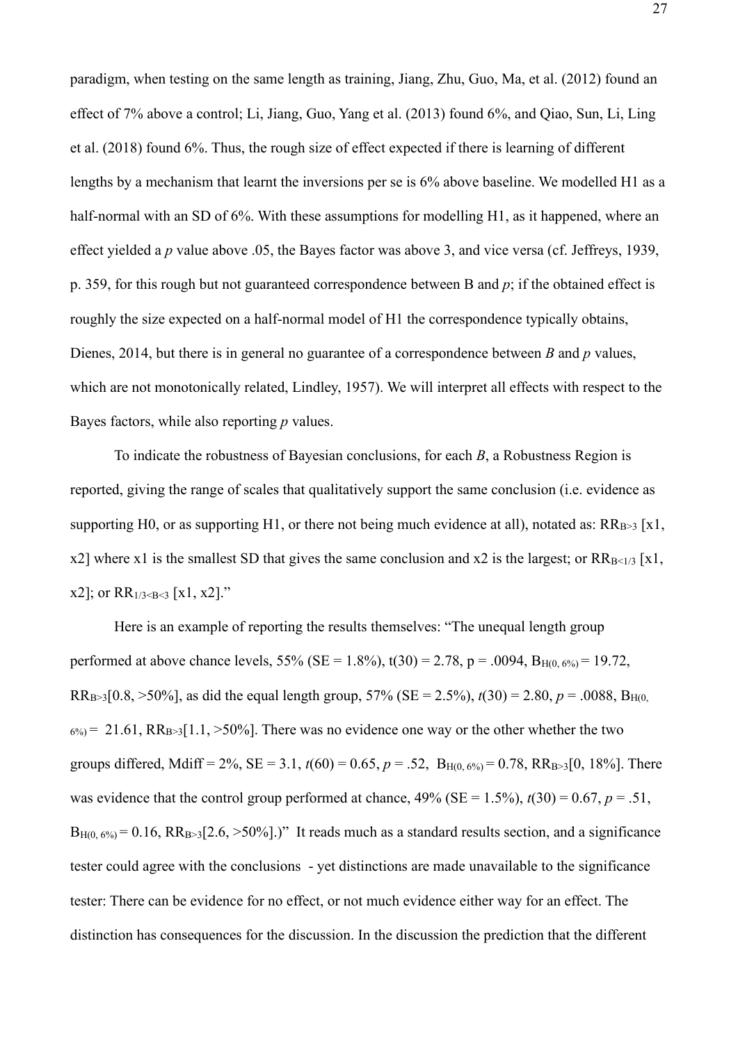paradigm, when testing on the same length as training, Jiang, Zhu, Guo, Ma, et al. (2012) found an effect of 7% above a control; Li, Jiang, Guo, Yang et al. (2013) found 6%, and Qiao, Sun, Li, Ling et al. (2018) found 6%. Thus, the rough size of effect expected if there is learning of different lengths by a mechanism that learnt the inversions per se is 6% above baseline. We modelled H1 as a half-normal with an SD of 6%. With these assumptions for modelling H1, as it happened, where an effect yielded a *p* value above .05, the Bayes factor was above 3, and vice versa (cf. Jeffreys, 1939, p. 359, for this rough but not guaranteed correspondence between B and *p*; if the obtained effect is roughly the size expected on a half-normal model of H1 the correspondence typically obtains, Dienes, 2014, but there is in general no guarantee of a correspondence between *B* and *p* values, which are not monotonically related, Lindley, 1957). We will interpret all effects with respect to the Bayes factors, while also reporting *p* values.

To indicate the robustness of Bayesian conclusions, for each *B*, a Robustness Region is reported, giving the range of scales that qualitatively support the same conclusion (i.e. evidence as supporting H0, or as supporting H1, or there not being much evidence at all), notated as: $RR_{B>3}$ [x1, x2] where x1 is the smallest SD that gives the same conclusion and x2 is the largest; or $RR_{B<1/3}$ [x1, x2]; or $RR_{1/3<B<3}$ [x1, x2]."

Here is an example of reporting the results themselves: "The unequal length group performed at above chance levels, 55% (SE = 1.8%), t(30) = 2.78, p = .0094, $B_{H(0, 6\%)}$ = 19.72, $RR_{B>3}$[0.8, >50%], as did the equal length group, 57% (SE = 2.5%), *t*(30) = 2.80, *p* = .0088, $B_{H(0, 6\%)}$ = 21.61, $RR_{B>3}$[1.1, >50%]. There was no evidence one way or the other whether the two groups differed, Mdiff = 2%, SE = 3.1, *t*(60) = 0.65, *p* = .52, $B_{H(0, 6\%)}$ = 0.78, $RR_{B>3}$[0, 18%]. There was evidence that the control group performed at chance, 49% (SE = 1.5%), *t*(30) = 0.67, *p* = .51, $B_{H(0, 6\%)}$ = 0.16, $RR_{B>3}$[2.6, >50%].)" It reads much as a standard results section, and a significance tester could agree with the conclusions - yet distinctions are made unavailable to the significance tester: There can be evidence for no effect, or not much evidence either way for an effect. The distinction has consequences for the discussion. In the discussion the prediction that the different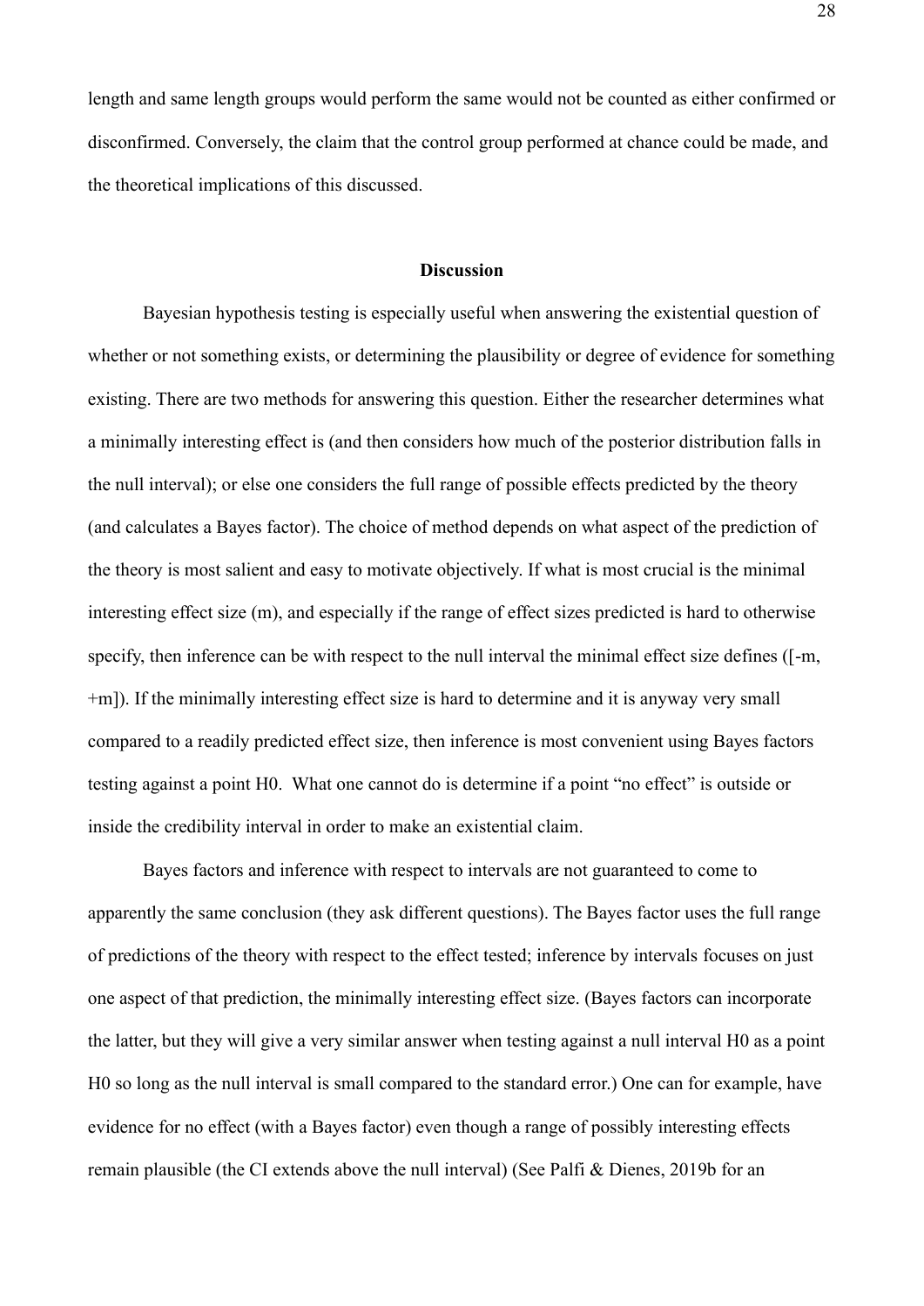length and same length groups would perform the same would not be counted as either confirmed or disconfirmed. Conversely, the claim that the control group performed at chance could be made, and the theoretical implications of this discussed.

## Discussion

Bayesian hypothesis testing is especially useful when answering the existential question of whether or not something exists, or determining the plausibility or degree of evidence for something existing. There are two methods for answering this question. Either the researcher determines what a minimally interesting effect is (and then considers how much of the posterior distribution falls in the null interval); or else one considers the full range of possible effects predicted by the theory (and calculates a Bayes factor). The choice of method depends on what aspect of the prediction of the theory is most salient and easy to motivate objectively. If what is most crucial is the minimal interesting effect size (m), and especially if the range of effect sizes predicted is hard to otherwise specify, then inference can be with respect to the null interval the minimal effect size defines ([-m, +m]). If the minimally interesting effect size is hard to determine and it is anyway very small compared to a readily predicted effect size, then inference is most convenient using Bayes factors testing against a point H0. What one cannot do is determine if a point "no effect" is outside or inside the credibility interval in order to make an existential claim.

Bayes factors and inference with respect to intervals are not guaranteed to come to apparently the same conclusion (they ask different questions). The Bayes factor uses the full range of predictions of the theory with respect to the effect tested; inference by intervals focuses on just one aspect of that prediction, the minimally interesting effect size. (Bayes factors can incorporate the latter, but they will give a very similar answer when testing against a null interval H0 as a point H0 so long as the null interval is small compared to the standard error.) One can for example, have evidence for no effect (with a Bayes factor) even though a range of possibly interesting effects remain plausible (the CI extends above the null interval) (See Palfi & Dienes, 2019b for an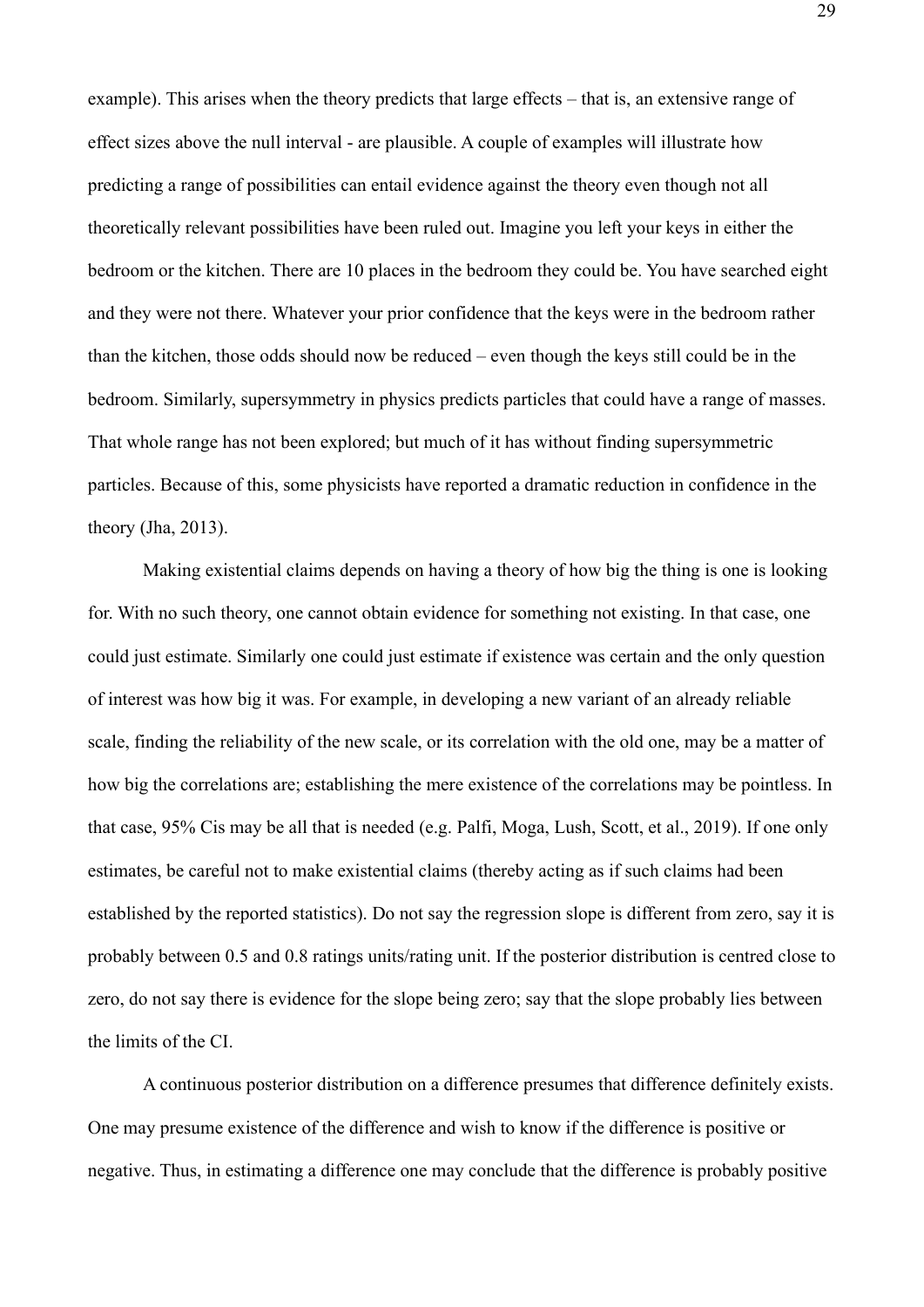example). This arises when the theory predicts that large effects – that is, an extensive range of effect sizes above the null interval - are plausible. A couple of examples will illustrate how predicting a range of possibilities can entail evidence against the theory even though not all theoretically relevant possibilities have been ruled out. Imagine you left your keys in either the bedroom or the kitchen. There are 10 places in the bedroom they could be. You have searched eight and they were not there. Whatever your prior confidence that the keys were in the bedroom rather than the kitchen, those odds should now be reduced – even though the keys still could be in the bedroom. Similarly, supersymmetry in physics predicts particles that could have a range of masses. That whole range has not been explored; but much of it has without finding supersymmetric particles. Because of this, some physicists have reported a dramatic reduction in confidence in the theory (Jha, 2013).

Making existential claims depends on having a theory of how big the thing is one is looking for. With no such theory, one cannot obtain evidence for something not existing. In that case, one could just estimate. Similarly one could just estimate if existence was certain and the only question of interest was how big it was. For example, in developing a new variant of an already reliable scale, finding the reliability of the new scale, or its correlation with the old one, may be a matter of how big the correlations are; establishing the mere existence of the correlations may be pointless. In that case, 95% Cis may be all that is needed (e.g. Palfi, Moga, Lush, Scott, et al., 2019). If one only estimates, be careful not to make existential claims (thereby acting as if such claims had been established by the reported statistics). Do not say the regression slope is different from zero, say it is probably between 0.5 and 0.8 ratings units/rating unit. If the posterior distribution is centred close to zero, do not say there is evidence for the slope being zero; say that the slope probably lies between the limits of the CI.

A continuous posterior distribution on a difference presumes that difference definitely exists. One may presume existence of the difference and wish to know if the difference is positive or negative. Thus, in estimating a difference one may conclude that the difference is probably positive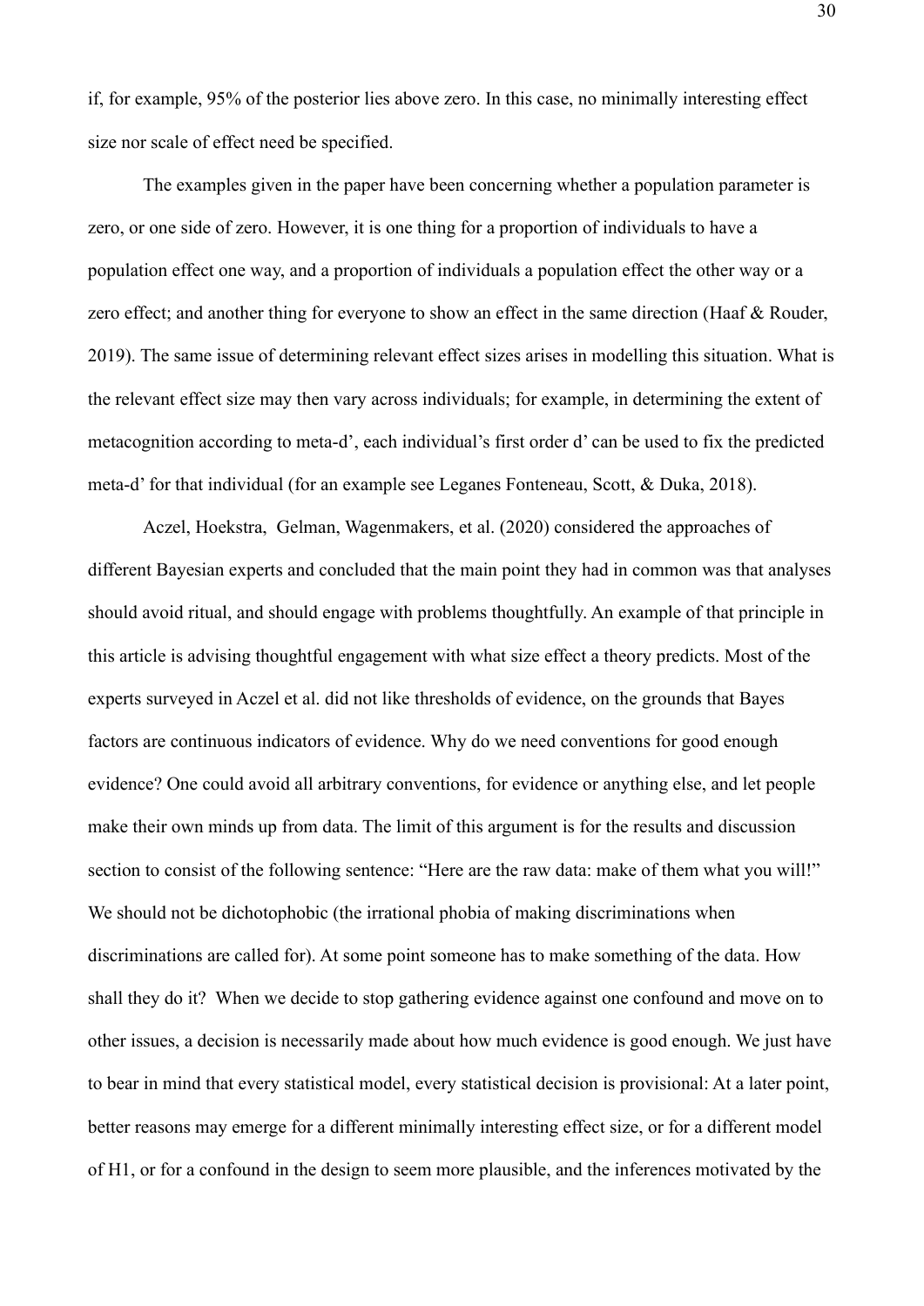if, for example, 95% of the posterior lies above zero. In this case, no minimally interesting effect size nor scale of effect need be specified.

The examples given in the paper have been concerning whether a population parameter is zero, or one side of zero. However, it is one thing for a proportion of individuals to have a population effect one way, and a proportion of individuals a population effect the other way or a zero effect; and another thing for everyone to show an effect in the same direction (Haaf & Rouder, 2019). The same issue of determining relevant effect sizes arises in modelling this situation. What is the relevant effect size may then vary across individuals; for example, in determining the extent of metacognition according to meta-d', each individual's first order d' can be used to fix the predicted meta-d' for that individual (for an example see Leganes Fonteneau, Scott, & Duka, 2018).

Aczel, Hoekstra, Gelman, Wagenmakers, et al. (2020) considered the approaches of different Bayesian experts and concluded that the main point they had in common was that analyses should avoid ritual, and should engage with problems thoughtfully. An example of that principle in this article is advising thoughtful engagement with what size effect a theory predicts. Most of the experts surveyed in Aczel et al. did not like thresholds of evidence, on the grounds that Bayes factors are continuous indicators of evidence. Why do we need conventions for good enough evidence? One could avoid all arbitrary conventions, for evidence or anything else, and let people make their own minds up from data. The limit of this argument is for the results and discussion section to consist of the following sentence: "Here are the raw data: make of them what you will!" We should not be dichotophobic (the irrational phobia of making discriminations when discriminations are called for). At some point someone has to make something of the data. How shall they do it? When we decide to stop gathering evidence against one confound and move on to other issues, a decision is necessarily made about how much evidence is good enough. We just have to bear in mind that every statistical model, every statistical decision is provisional: At a later point, better reasons may emerge for a different minimally interesting effect size, or for a different model of H1, or for a confound in the design to seem more plausible, and the inferences motivated by the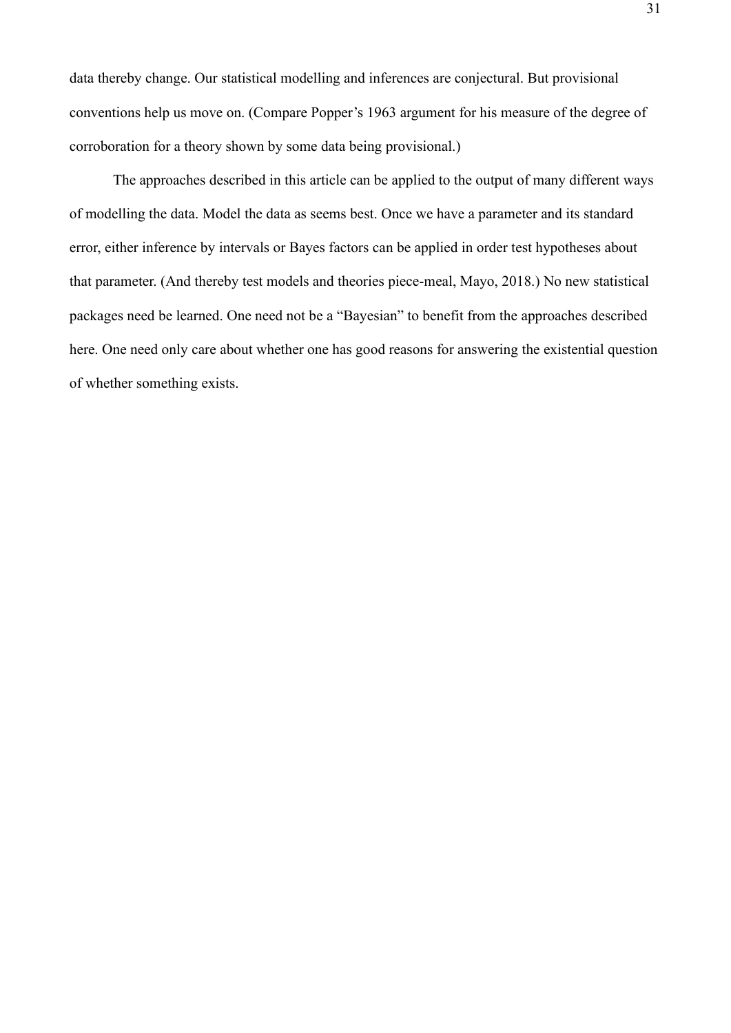data thereby change. Our statistical modelling and inferences are conjectural. But provisional conventions help us move on. (Compare Popper's 1963 argument for his measure of the degree of corroboration for a theory shown by some data being provisional.)

The approaches described in this article can be applied to the output of many different ways of modelling the data. Model the data as seems best. Once we have a parameter and its standard error, either inference by intervals or Bayes factors can be applied in order test hypotheses about that parameter. (And thereby test models and theories piece-meal, Mayo, 2018.) No new statistical packages need be learned. One need not be a "Bayesian" to benefit from the approaches described here. One need only care about whether one has good reasons for answering the existential question of whether something exists.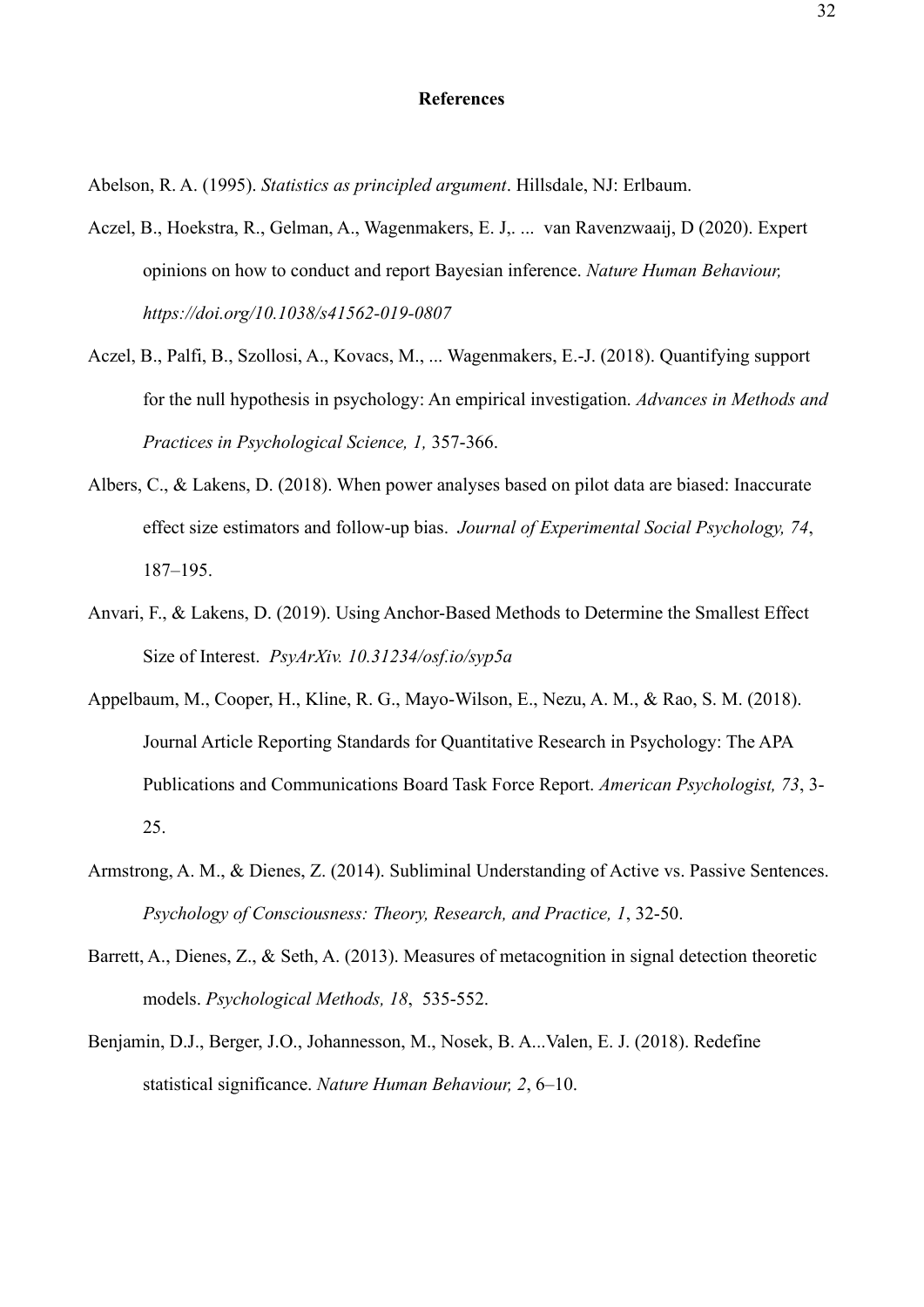# References

Abelson, R. A. (1995). *Statistics as principled argument*. Hillsdale, NJ: Erlbaum.

Aczel, B., Hoekstra, R., Gelman, A., Wagenmakers, E. J,. ... van Ravenzwaaij, D (2020). Expert opinions on how to conduct and report Bayesian inference. *Nature Human Behaviour, https://doi.org/10.1038/s41562-019-0807*

Aczel, B., Palfi, B., Szollosi, A., Kovacs, M., ... Wagenmakers, E.-J. (2018). Quantifying support for the null hypothesis in psychology: An empirical investigation. *Advances in Methods and Practices in Psychological Science, 1,* 357-366.

Albers, C., & Lakens, D. (2018). When power analyses based on pilot data are biased: Inaccurate effect size estimators and follow-up bias. *Journal of Experimental Social Psychology, 74*, 187–195.

Anvari, F., & Lakens, D. (2019). Using Anchor-Based Methods to Determine the Smallest Effect Size of Interest. *PsyArXiv. 10.31234/osf.io/syp5a*

Appelbaum, M., Cooper, H., Kline, R. G., Mayo-Wilson, E., Nezu, A. M., & Rao, S. M. (2018). Journal Article Reporting Standards for Quantitative Research in Psychology: The APA Publications and Communications Board Task Force Report. *American Psychologist, 73*, 3-25.

Armstrong, A. M., & Dienes, Z. (2014). Subliminal Understanding of Active vs. Passive Sentences. *Psychology of Consciousness: Theory, Research, and Practice, 1*, 32-50.

Barrett, A., Dienes, Z., & Seth, A. (2013). Measures of metacognition in signal detection theoretic models. *Psychological Methods, 18*, 535-552.

Benjamin, D.J., Berger, J.O., Johannesson, M., Nosek, B. A...Valen, E. J. (2018). Redefine statistical significance. *Nature Human Behaviour, 2*, 6–10.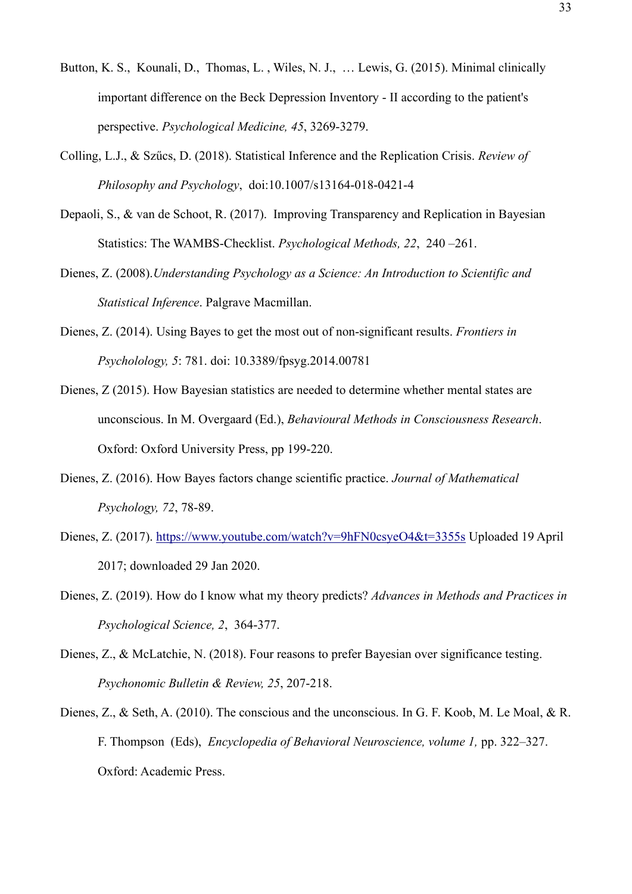Button, K. S., Kounali, D., Thomas, L. , Wiles, N. J., … Lewis, G. (2015). Minimal clinically important difference on the Beck Depression Inventory - II according to the patient's perspective. *Psychological Medicine, 45*, 3269-3279.

Colling, L.J., & Szűcs, D. (2018). Statistical Inference and the Replication Crisis. *Review of Philosophy and Psychology*, doi:10.1007/s13164-018-0421-4

Depaoli, S., & van de Schoot, R. (2017). Improving Transparency and Replication in Bayesian Statistics: The WAMBS-Checklist. *Psychological Methods, 22*, 240 –261.

Dienes, Z. (2008).*Understanding Psychology as a Science: An Introduction to Scientific and Statistical Inference*. Palgrave Macmillan.

Dienes, Z. (2014). Using Bayes to get the most out of non-significant results. *Frontiers in Psycholology, 5*: 781. doi: 10.3389/fpsyg.2014.00781

Dienes, Z (2015). How Bayesian statistics are needed to determine whether mental states are unconscious. In M. Overgaard (Ed.), *Behavioural Methods in Consciousness Research*. Oxford: Oxford University Press, pp 199-220.

Dienes, Z. (2016). How Bayes factors change scientific practice. *Journal of Mathematical Psychology, 72*, 78-89.

Dienes, Z. (2017). https://www.youtube.com/watch?v=9hFN0csyeO4&t=3355s Uploaded 19 April 2017; downloaded 29 Jan 2020.

Dienes, Z. (2019). How do I know what my theory predicts? *Advances in Methods and Practices in Psychological Science, 2*, 364-377.

Dienes, Z., & McLatchie, N. (2018). Four reasons to prefer Bayesian over significance testing. *Psychonomic Bulletin & Review, 25*, 207-218.

Dienes, Z., & Seth, A. (2010). The conscious and the unconscious. In G. F. Koob, M. Le Moal, & R. F. Thompson (Eds), *Encyclopedia of Behavioral Neuroscience, volume 1,* pp. 322–327. Oxford: Academic Press.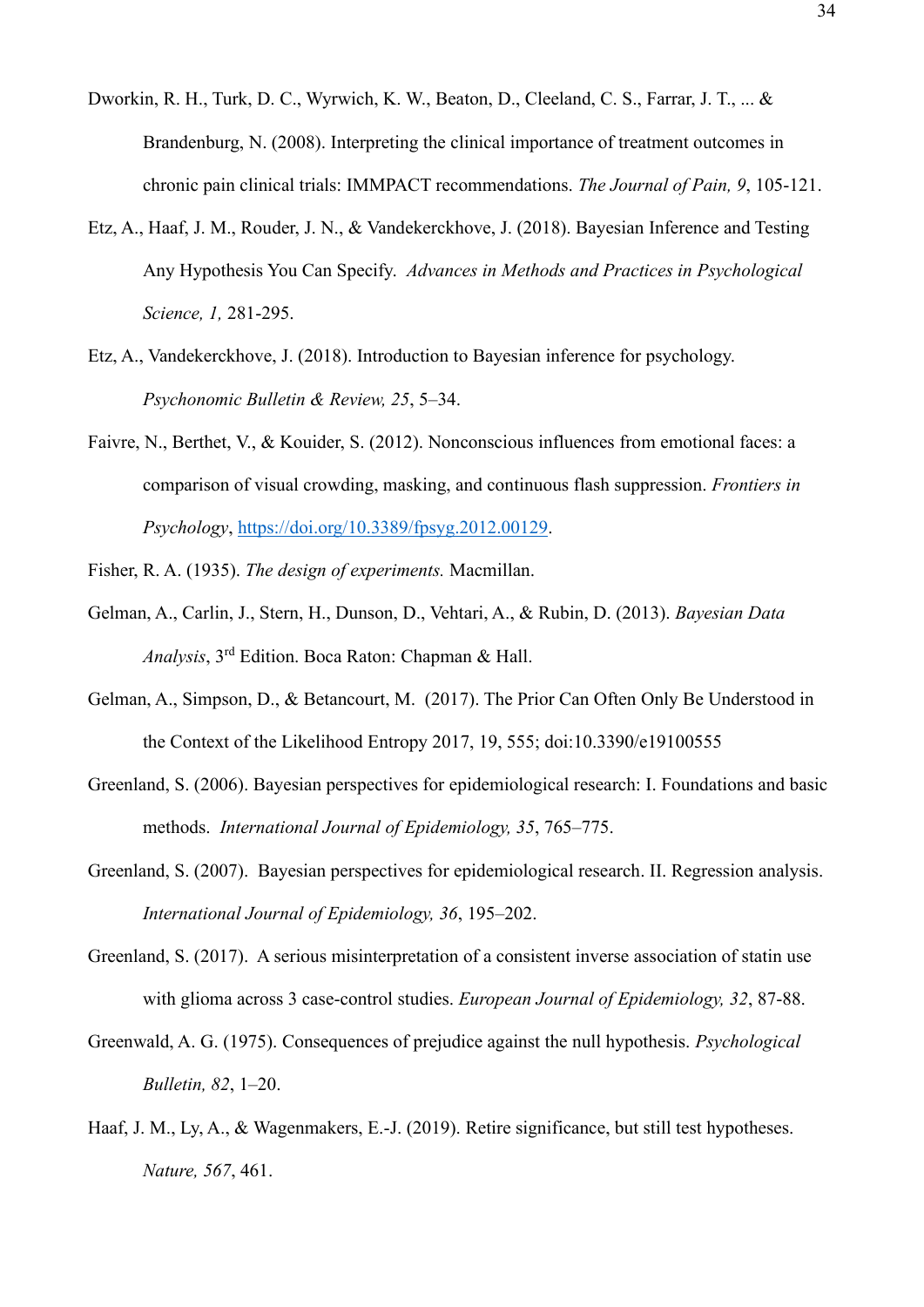Dworkin, R. H., Turk, D. C., Wyrwich, K. W., Beaton, D., Cleeland, C. S., Farrar, J. T., ... & Brandenburg, N. (2008). Interpreting the clinical importance of treatment outcomes in chronic pain clinical trials: IMMPACT recommendations. *The Journal of Pain, 9*, 105-121.

Etz, A., Haaf, J. M., Rouder, J. N., & Vandekerckhove, J. (2018). Bayesian Inference and Testing Any Hypothesis You Can Specify. *Advances in Methods and Practices in Psychological Science, 1,* 281-295.

Etz, A., Vandekerckhove, J. (2018). Introduction to Bayesian inference for psychology. *Psychonomic Bulletin & Review, 25*, 5–34.

Faivre, N., Berthet, V., & Kouider, S. (2012). Nonconscious influences from emotional faces: a comparison of visual crowding, masking, and continuous flash suppression. *Frontiers in Psychology*, https://doi.org/10.3389/fpsyg.2012.00129.

Fisher, R. A. (1935). *The design of experiments.* Macmillan.

Gelman, A., Carlin, J., Stern, H., Dunson, D., Vehtari, A., & Rubin, D. (2013). *Bayesian Data Analysis*, 3rd Edition. Boca Raton: Chapman & Hall.

Gelman, A., Simpson, D., & Betancourt, M. (2017). The Prior Can Often Only Be Understood in the Context of the Likelihood Entropy 2017, 19, 555; doi:10.3390/e19100555

Greenland, S. (2006). Bayesian perspectives for epidemiological research: I. Foundations and basic methods. *International Journal of Epidemiology, 35*, 765–775.

Greenland, S. (2007). Bayesian perspectives for epidemiological research. II. Regression analysis. *International Journal of Epidemiology, 36*, 195–202.

Greenland, S. (2017). A serious misinterpretation of a consistent inverse association of statin use with glioma across 3 case-control studies. *European Journal of Epidemiology, 32*, 87-88.

Greenwald, A. G. (1975). Consequences of prejudice against the null hypothesis. *Psychological Bulletin, 82*, 1–20.

Haaf, J. M., Ly, A., & Wagenmakers, E.-J. (2019). Retire significance, but still test hypotheses. *Nature, 567*, 461.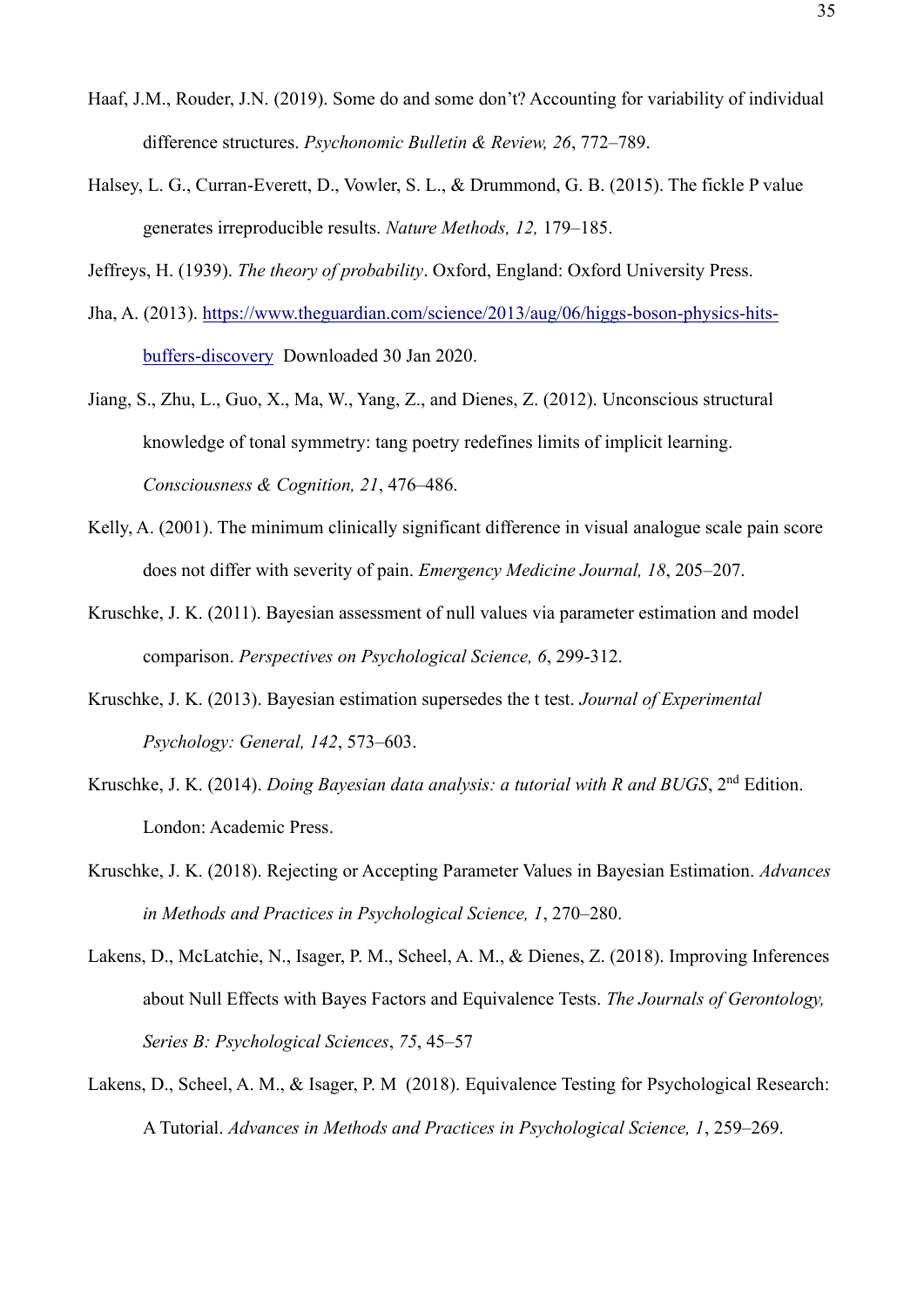Haaf, J.M., Rouder, J.N. (2019). Some do and some don't? Accounting for variability of individual difference structures. *Psychonomic Bulletin & Review, 26*, 772–789.

Halsey, L. G., Curran-Everett, D., Vowler, S. L., & Drummond, G. B. (2015). The fickle P value generates irreproducible results. *Nature Methods, 12,* 179–185.

Jeffreys, H. (1939). *The theory of probability*. Oxford, England: Oxford University Press.

Jha, A. (2013). https://www.theguardian.com/science/2013/aug/06/higgs-boson-physics-hits-buffers-discovery Downloaded 30 Jan 2020.

Jiang, S., Zhu, L., Guo, X., Ma, W., Yang, Z., and Dienes, Z. (2012). Unconscious structural knowledge of tonal symmetry: tang poetry redefines limits of implicit learning. *Consciousness & Cognition, 21*, 476–486.

Kelly, A. (2001). The minimum clinically significant difference in visual analogue scale pain score does not differ with severity of pain. *Emergency Medicine Journal, 18*, 205–207.

Kruschke, J. K. (2011). Bayesian assessment of null values via parameter estimation and model comparison. *Perspectives on Psychological Science, 6*, 299-312.

Kruschke, J. K. (2013). Bayesian estimation supersedes the t test. *Journal of Experimental Psychology: General, 142*, 573–603.

Kruschke, J. K. (2014). *Doing Bayesian data analysis: a tutorial with R and BUGS*, 2nd Edition. London: Academic Press.

Kruschke, J. K. (2018). Rejecting or Accepting Parameter Values in Bayesian Estimation. *Advances in Methods and Practices in Psychological Science, 1*, 270–280.

Lakens, D., McLatchie, N., Isager, P. M., Scheel, A. M., & Dienes, Z. (2018). Improving Inferences about Null Effects with Bayes Factors and Equivalence Tests. *The Journals of Gerontology, Series B: Psychological Sciences*, *75*, 45–57

Lakens, D., Scheel, A. M., & Isager, P. M (2018). Equivalence Testing for Psychological Research: A Tutorial. *Advances in Methods and Practices in Psychological Science, 1*, 259–269.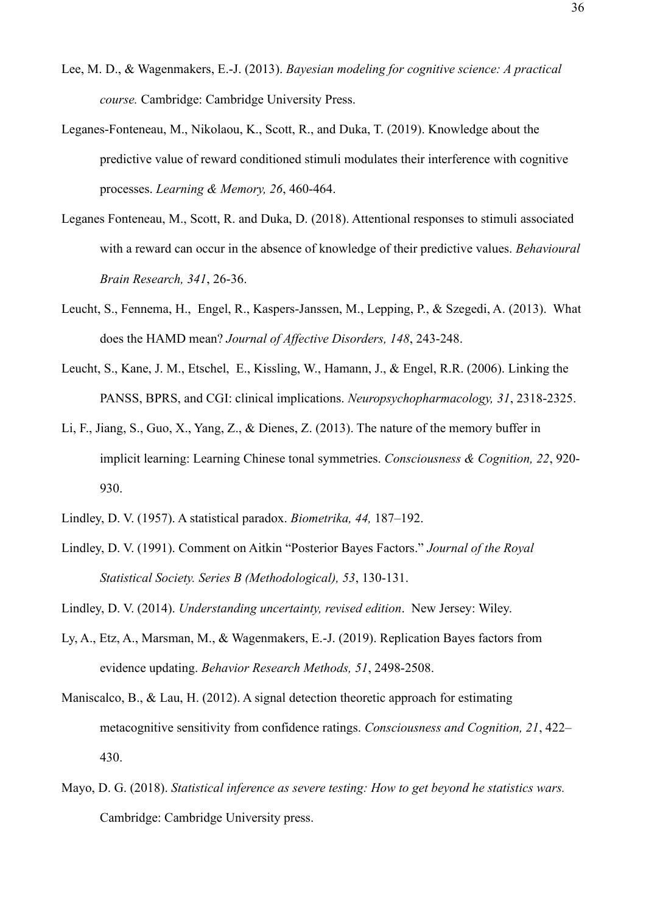Lee, M. D., & Wagenmakers, E.-J. (2013). *Bayesian modeling for cognitive science: A practical course.* Cambridge: Cambridge University Press.

Leganes-Fonteneau, M., Nikolaou, K., Scott, R., and Duka, T. (2019). Knowledge about the predictive value of reward conditioned stimuli modulates their interference with cognitive processes. *Learning & Memory, 26*, 460-464.

Leganes Fonteneau, M., Scott, R. and Duka, D. (2018). Attentional responses to stimuli associated with a reward can occur in the absence of knowledge of their predictive values. *Behavioural Brain Research, 341*, 26-36.

Leucht, S., Fennema, H., Engel, R., Kaspers-Janssen, M., Lepping, P., & Szegedi, A. (2013). What does the HAMD mean? *Journal of Affective Disorders, 148*, 243-248.

Leucht, S., Kane, J. M., Etschel, E., Kissling, W., Hamann, J., & Engel, R.R. (2006). Linking the PANSS, BPRS, and CGI: clinical implications. *Neuropsychopharmacology, 31*, 2318-2325.

Li, F., Jiang, S., Guo, X., Yang, Z., & Dienes, Z. (2013). The nature of the memory buffer in implicit learning: Learning Chinese tonal symmetries. *Consciousness & Cognition, 22*, 920-930.

Lindley, D. V. (1957). A statistical paradox. *Biometrika, 44,* 187–192.

Lindley, D. V. (1991). Comment on Aitkin "Posterior Bayes Factors." *Journal of the Royal Statistical Society. Series B (Methodological), 53*, 130-131.

Lindley, D. V. (2014). *Understanding uncertainty, revised edition*. New Jersey: Wiley.

Ly, A., Etz, A., Marsman, M., & Wagenmakers, E.-J. (2019). Replication Bayes factors from evidence updating. *Behavior Research Methods, 51*, 2498-2508.

Maniscalco, B., & Lau, H. (2012). A signal detection theoretic approach for estimating metacognitive sensitivity from confidence ratings. *Consciousness and Cognition, 21*, 422–430.

Mayo, D. G. (2018). *Statistical inference as severe testing: How to get beyond he statistics wars.* Cambridge: Cambridge University press.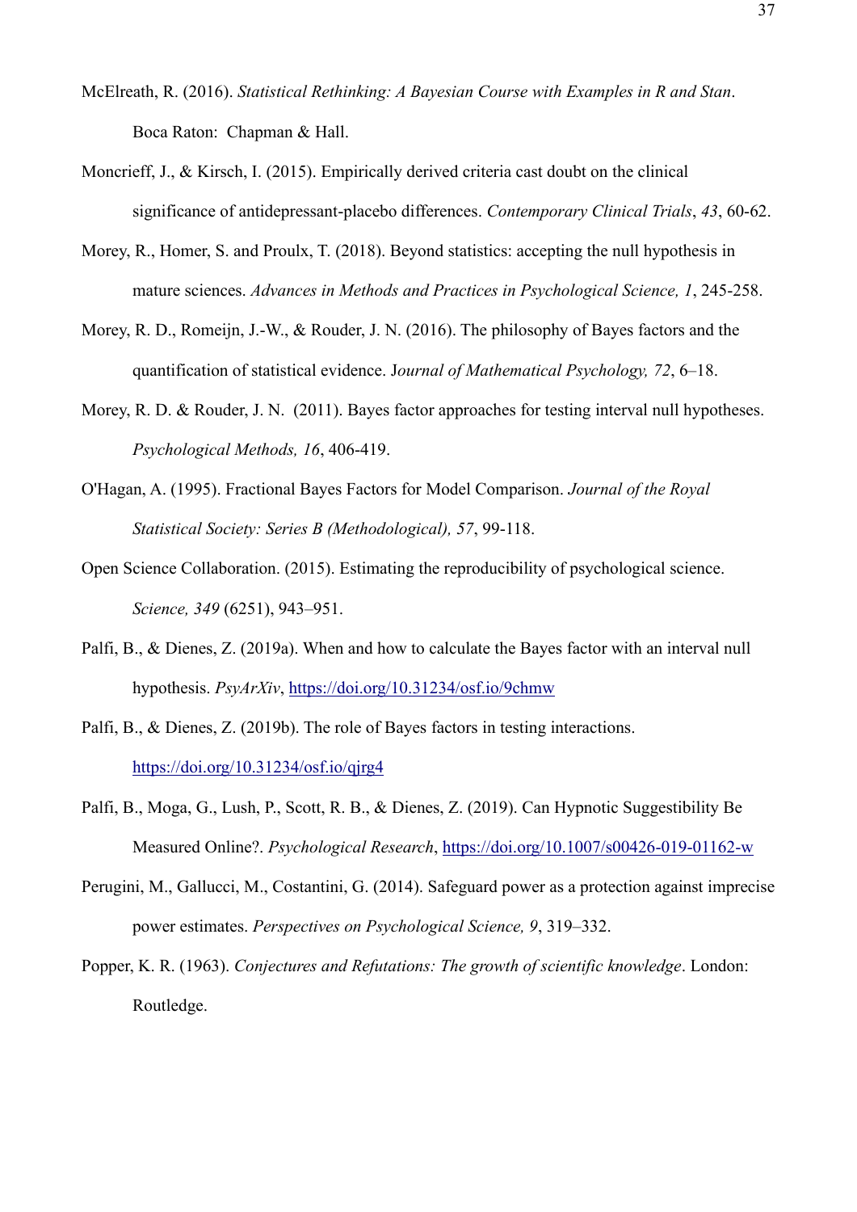McElreath, R. (2016). *Statistical Rethinking: A Bayesian Course with Examples in R and Stan*. Boca Raton: Chapman & Hall.

Moncrieff, J., & Kirsch, I. (2015). Empirically derived criteria cast doubt on the clinical significance of antidepressant-placebo differences. *Contemporary Clinical Trials*, *43*, 60-62.

Morey, R., Homer, S. and Proulx, T. (2018). Beyond statistics: accepting the null hypothesis in mature sciences. *Advances in Methods and Practices in Psychological Science, 1*, 245-258.

Morey, R. D., Romeijn, J.-W., & Rouder, J. N. (2016). The philosophy of Bayes factors and the quantification of statistical evidence. J*ournal of Mathematical Psychology, 72*, 6–18.

Morey, R. D. & Rouder, J. N. (2011). Bayes factor approaches for testing interval null hypotheses. *Psychological Methods, 16*, 406-419.

O'Hagan, A. (1995). Fractional Bayes Factors for Model Comparison. *Journal of the Royal Statistical Society: Series B (Methodological), 57*, 99-118.

Open Science Collaboration. (2015). Estimating the reproducibility of psychological science. *Science, 349* (6251), 943–951.

Palfi, B., & Dienes, Z. (2019a). When and how to calculate the Bayes factor with an interval null hypothesis. *PsyArXiv*, https://doi.org/10.31234/osf.io/9chmw

Palfi, B., & Dienes, Z. (2019b). The role of Bayes factors in testing interactions. https://doi.org/10.31234/osf.io/qjrg4

Palfi, B., Moga, G., Lush, P., Scott, R. B., & Dienes, Z. (2019). Can Hypnotic Suggestibility Be Measured Online?. *Psychological Research*, https://doi.org/10.1007/s00426-019-01162-w

Perugini, M., Gallucci, M., Costantini, G. (2014). Safeguard power as a protection against imprecise power estimates. *Perspectives on Psychological Science, 9*, 319–332.

Popper, K. R. (1963). *Conjectures and Refutations: The growth of scientific knowledge*. London: Routledge.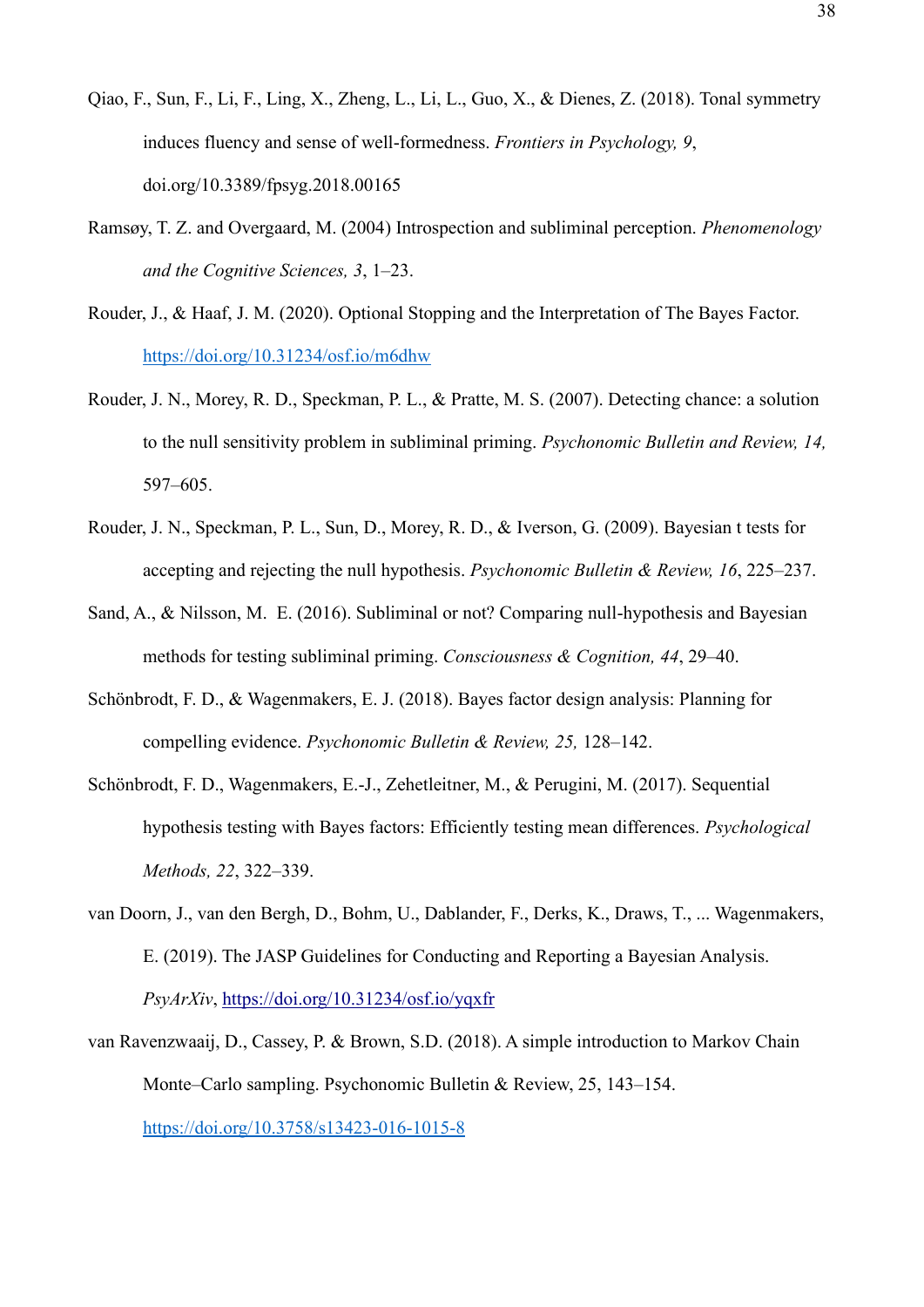Qiao, F., Sun, F., Li, F., Ling, X., Zheng, L., Li, L., Guo, X., & Dienes, Z. (2018). Tonal symmetry induces fluency and sense of well-formedness. *Frontiers in Psychology, 9*, doi.org/10.3389/fpsyg.2018.00165

Ramsøy, T. Z. and Overgaard, M. (2004) Introspection and subliminal perception. *Phenomenology and the Cognitive Sciences, 3*, 1–23.

Rouder, J., & Haaf, J. M. (2020). Optional Stopping and the Interpretation of The Bayes Factor. https://doi.org/10.31234/osf.io/m6dhw

Rouder, J. N., Morey, R. D., Speckman, P. L., & Pratte, M. S. (2007). Detecting chance: a solution to the null sensitivity problem in subliminal priming. *Psychonomic Bulletin and Review, 14,* 597–605.

Rouder, J. N., Speckman, P. L., Sun, D., Morey, R. D., & Iverson, G. (2009). Bayesian t tests for accepting and rejecting the null hypothesis. *Psychonomic Bulletin & Review, 16*, 225–237.

Sand, A., & Nilsson, M. E. (2016). Subliminal or not? Comparing null-hypothesis and Bayesian methods for testing subliminal priming. *Consciousness & Cognition, 44*, 29–40.

Schönbrodt, F. D., & Wagenmakers, E. J. (2018). Bayes factor design analysis: Planning for compelling evidence. *Psychonomic Bulletin & Review, 25,* 128–142.

Schönbrodt, F. D., Wagenmakers, E.-J., Zehetleitner, M., & Perugini, M. (2017). Sequential hypothesis testing with Bayes factors: Efficiently testing mean differences. *Psychological Methods, 22*, 322–339.

van Doorn, J., van den Bergh, D., Bohm, U., Dablander, F., Derks, K., Draws, T., ... Wagenmakers, E. (2019). The JASP Guidelines for Conducting and Reporting a Bayesian Analysis. *PsyArXiv*, https://doi.org/10.31234/osf.io/yqxfr

van Ravenzwaaij, D., Cassey, P. & Brown, S.D. (2018). A simple introduction to Markov Chain Monte–Carlo sampling. Psychonomic Bulletin & Review, 25, 143–154. https://doi.org/10.3758/s13423-016-1015-8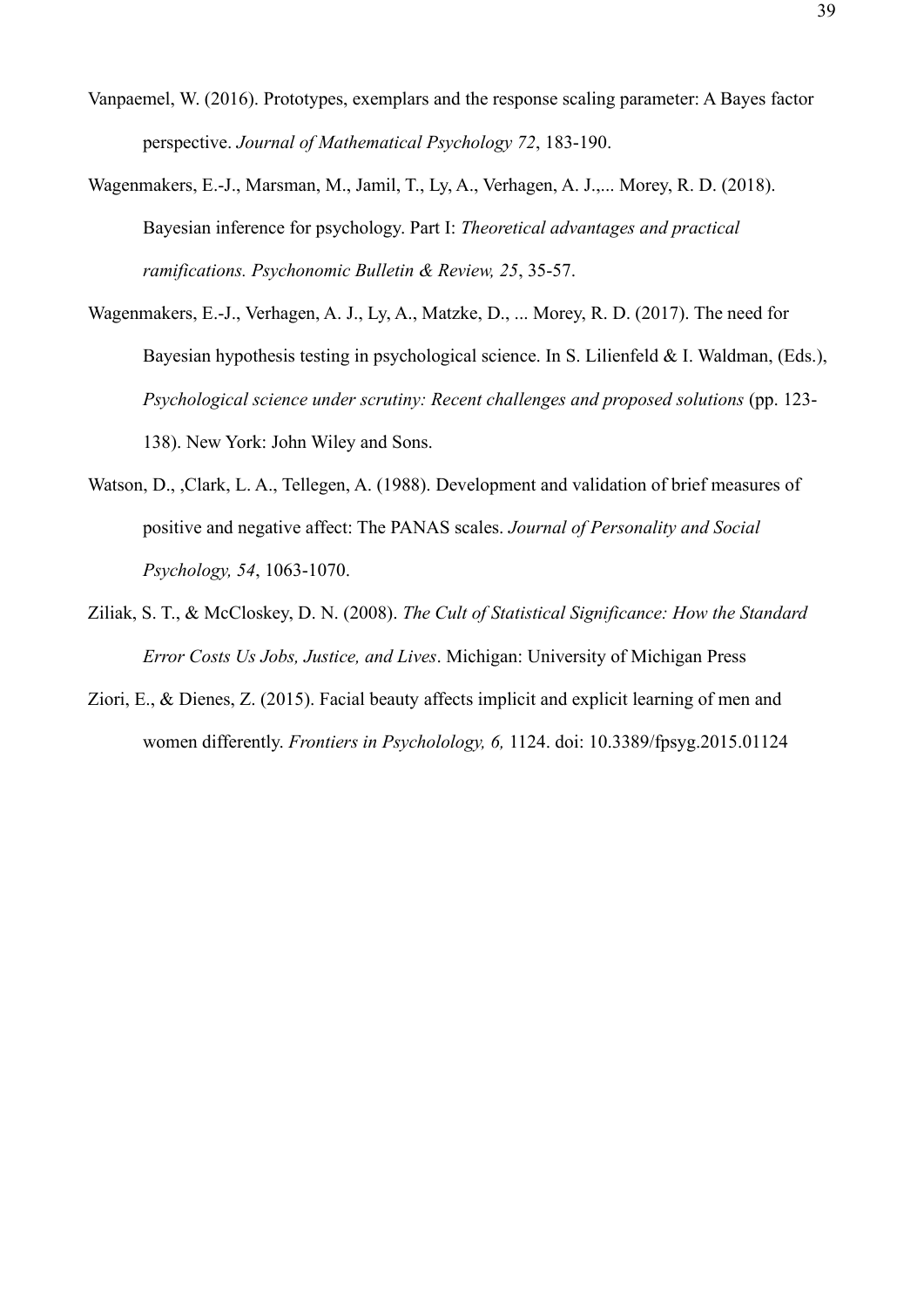Vanpaemel, W. (2016). Prototypes, exemplars and the response scaling parameter: A Bayes factor perspective. *Journal of Mathematical Psychology 72*, 183-190.

Wagenmakers, E.-J., Marsman, M., Jamil, T., Ly, A., Verhagen, A. J.,... Morey, R. D. (2018). Bayesian inference for psychology. Part I: *Theoretical advantages and practical ramifications. Psychonomic Bulletin & Review, 25*, 35-57.

Wagenmakers, E.-J., Verhagen, A. J., Ly, A., Matzke, D., ... Morey, R. D. (2017). The need for Bayesian hypothesis testing in psychological science. In S. Lilienfeld & I. Waldman, (Eds.), *Psychological science under scrutiny: Recent challenges and proposed solutions* (pp. 123-138). New York: John Wiley and Sons.

Watson, D., ,Clark, L. A., Tellegen, A. (1988). Development and validation of brief measures of positive and negative affect: The PANAS scales. *Journal of Personality and Social Psychology, 54*, 1063-1070.

Ziliak, S. T., & McCloskey, D. N. (2008). *The Cult of Statistical Significance: How the Standard Error Costs Us Jobs, Justice, and Lives*. Michigan: University of Michigan Press

Ziori, E., & Dienes, Z. (2015). Facial beauty affects implicit and explicit learning of men and women differently. *Frontiers in Psycholology, 6,* 1124. doi: 10.3389/fpsyg.2015.01124